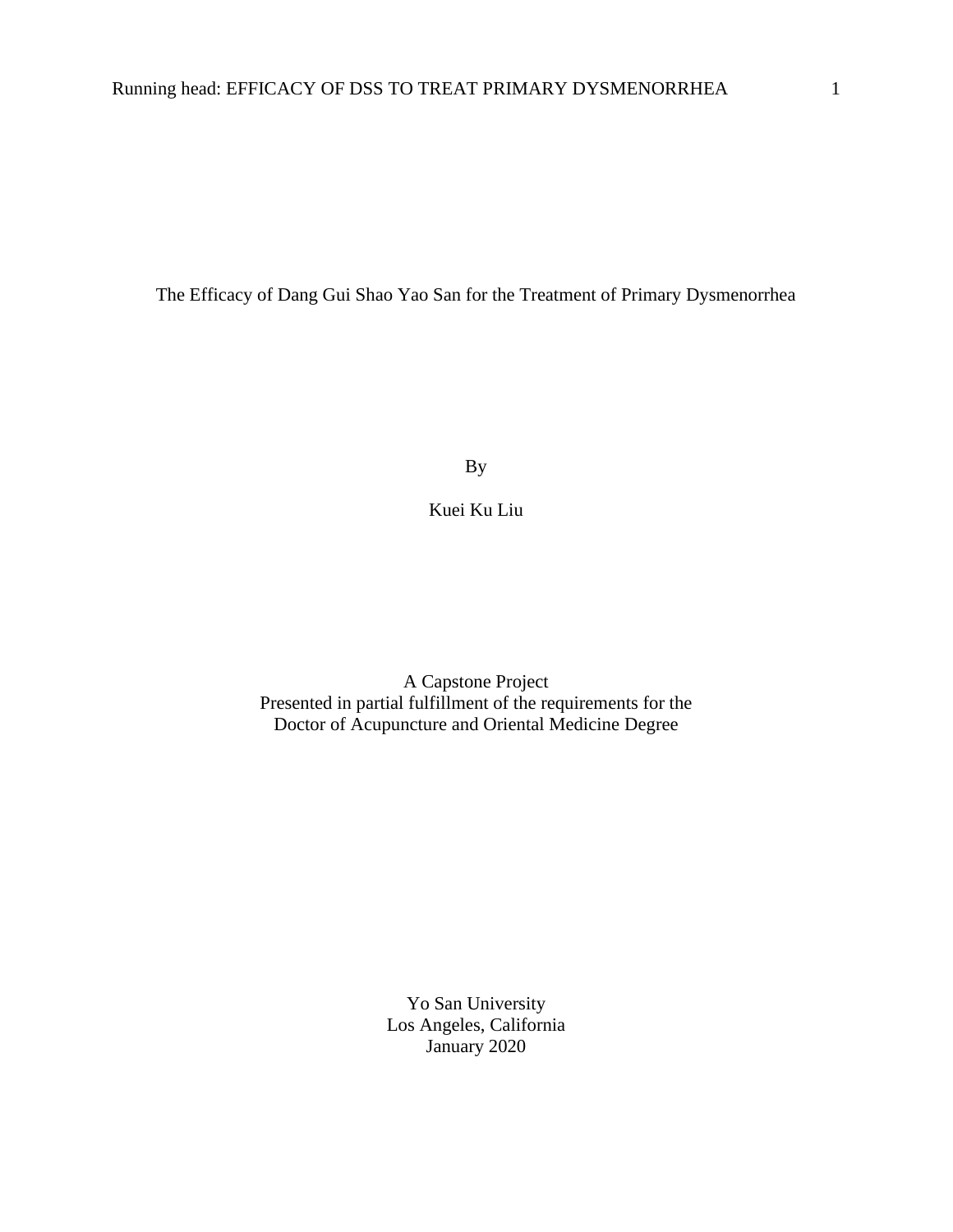# The Efficacy of Dang Gui Shao Yao San for the Treatment of Primary Dysmenorrhea

By

Kuei Ku Liu

A Capstone Project
Presented in partial fulfillment of the requirements for the
Doctor of Acupuncture and Oriental Medicine Degree

Yo San University
Los Angeles, California
January 2020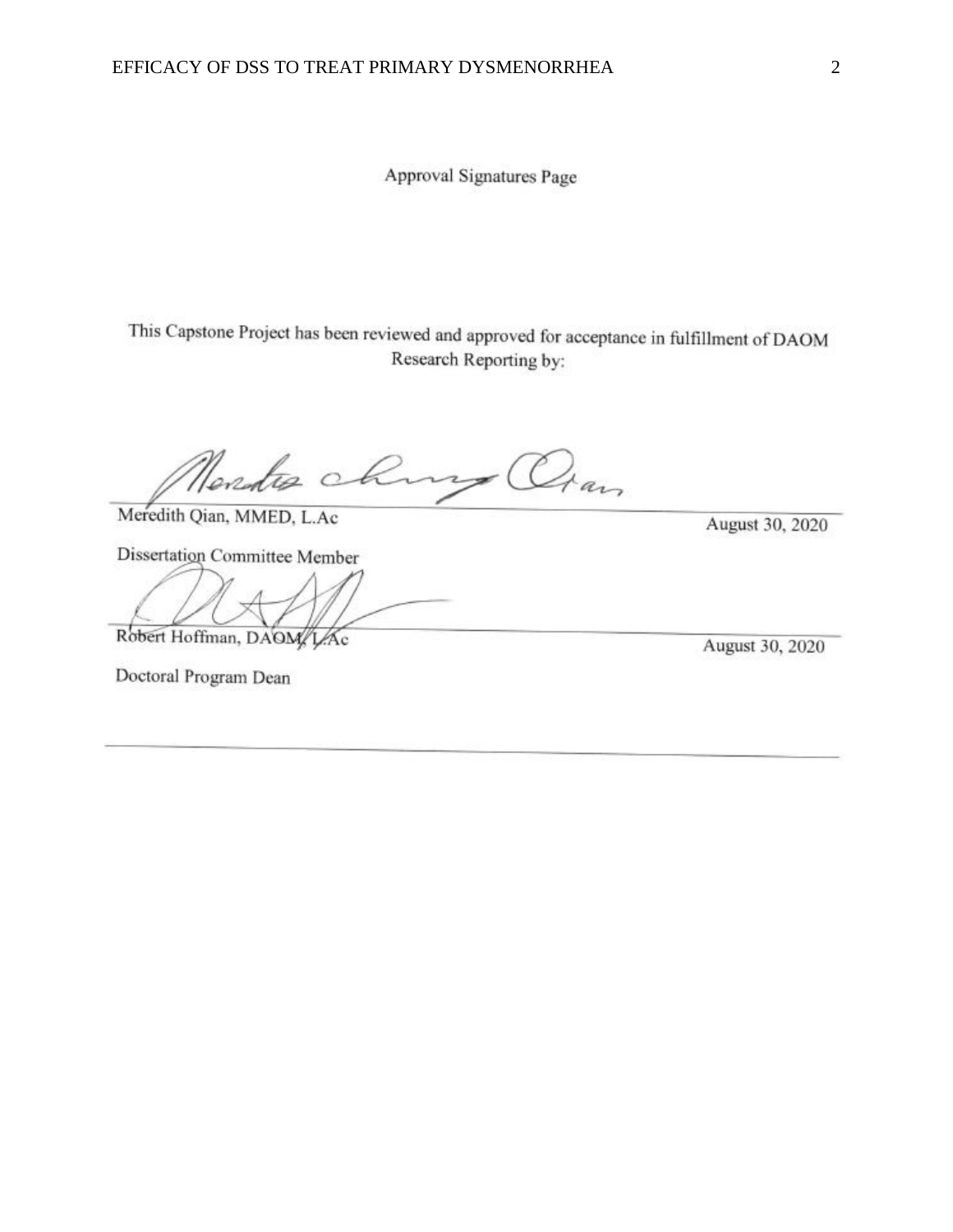Approval Signatures Page

This Capstone Project has been reviewed and approved for acceptance in fulfillment of DAOM Research Reporting by:

Meredith Qian, MMED, L.Ac — August 30, 2020

Dissertation Committee Member

Robert Hoffman, DAOM, L.Ac — August 30, 2020

Doctoral Program Dean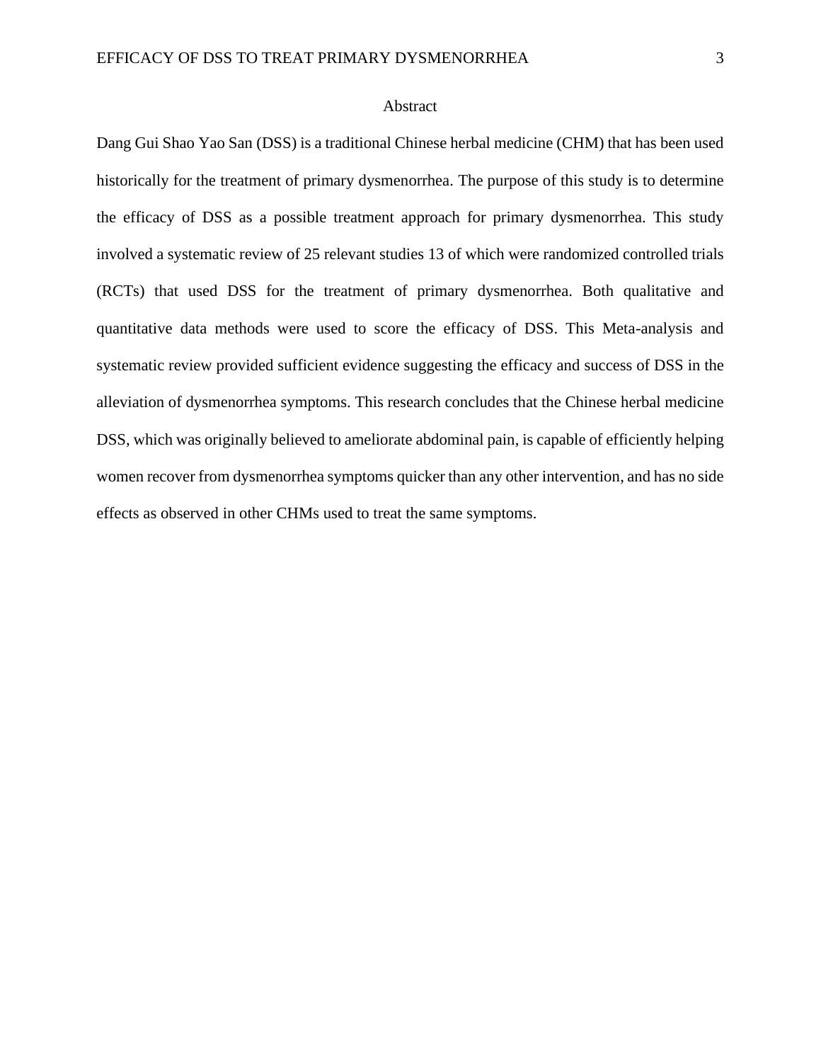# Abstract

Dang Gui Shao Yao San (DSS) is a traditional Chinese herbal medicine (CHM) that has been used historically for the treatment of primary dysmenorrhea. The purpose of this study is to determine the efficacy of DSS as a possible treatment approach for primary dysmenorrhea. This study involved a systematic review of 25 relevant studies 13 of which were randomized controlled trials (RCTs) that used DSS for the treatment of primary dysmenorrhea. Both qualitative and quantitative data methods were used to score the efficacy of DSS. This Meta-analysis and systematic review provided sufficient evidence suggesting the efficacy and success of DSS in the alleviation of dysmenorrhea symptoms. This research concludes that the Chinese herbal medicine DSS, which was originally believed to ameliorate abdominal pain, is capable of efficiently helping women recover from dysmenorrhea symptoms quicker than any other intervention, and has no side effects as observed in other CHMs used to treat the same symptoms.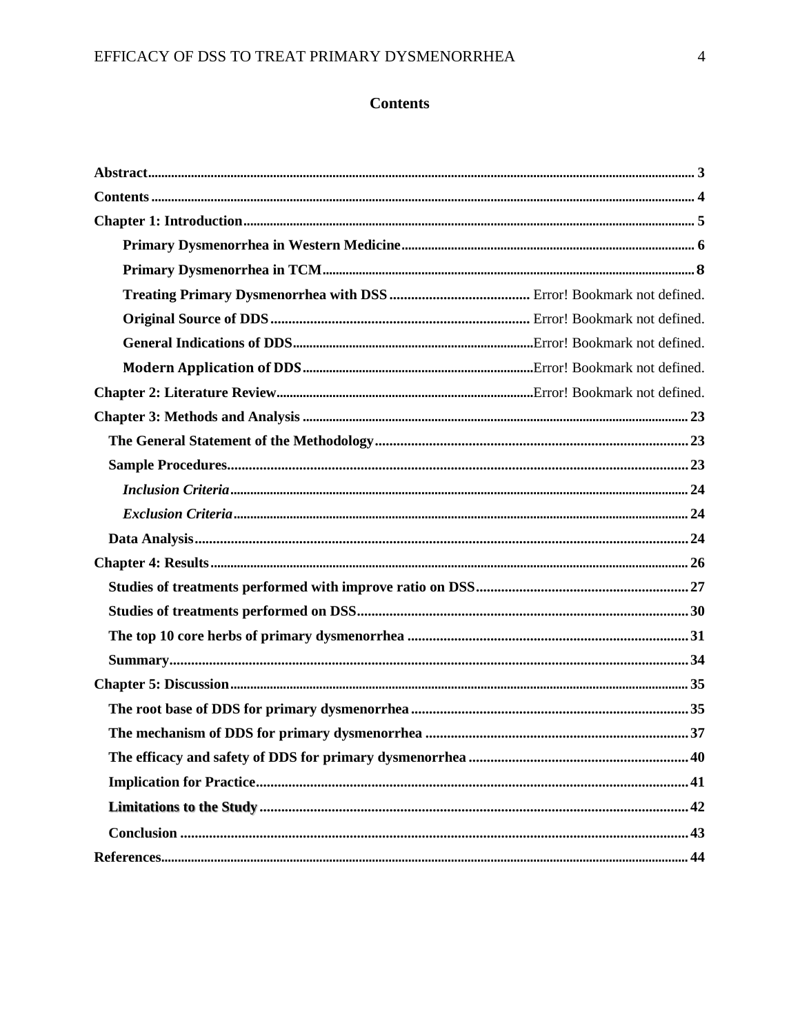# Contents

- **Abstract** ..... 3
- **Contents** ..... 4
- **Chapter 1: Introduction** ..... 5
  - **Primary Dysmenorrhea in Western Medicine** ..... 6
  - **Primary Dysmenorrhea in TCM** ..... 8
  - **Treating Primary Dysmenorrhea with DSS** ..... Error! Bookmark not defined.
  - **Original Source of DDS** ..... Error! Bookmark not defined.
  - **General Indications of DDS** ..... Error! Bookmark not defined.
  - **Modern Application of DDS** ..... Error! Bookmark not defined.
- **Chapter 2: Literature Review** ..... Error! Bookmark not defined.
- **Chapter 3: Methods and Analysis** ..... 23
  - **The General Statement of the Methodology** ..... 23
  - **Sample Procedures** ..... 23
    - ***Inclusion Criteria*** ..... 24
    - ***Exclusion Criteria*** ..... 24
  - **Data Analysis** ..... 24
- **Chapter 4: Results** ..... 26
  - **Studies of treatments performed with improve ratio on DSS** ..... 27
  - **Studies of treatments performed on DSS** ..... 30
  - **The top 10 core herbs of primary dysmenorrhea** ..... 31
  - **Summary** ..... 34
- **Chapter 5: Discussion** ..... 35
  - **The root base of DDS for primary dysmenorrhea** ..... 35
  - **The mechanism of DDS for primary dysmenorrhea** ..... 37
  - **The efficacy and safety of DDS for primary dysmenorrhea** ..... 40
  - **Implication for Practice** ..... 41
  - **Limitations to the Study** ..... 42
  - **Conclusion** ..... 43
- **References** ..... 44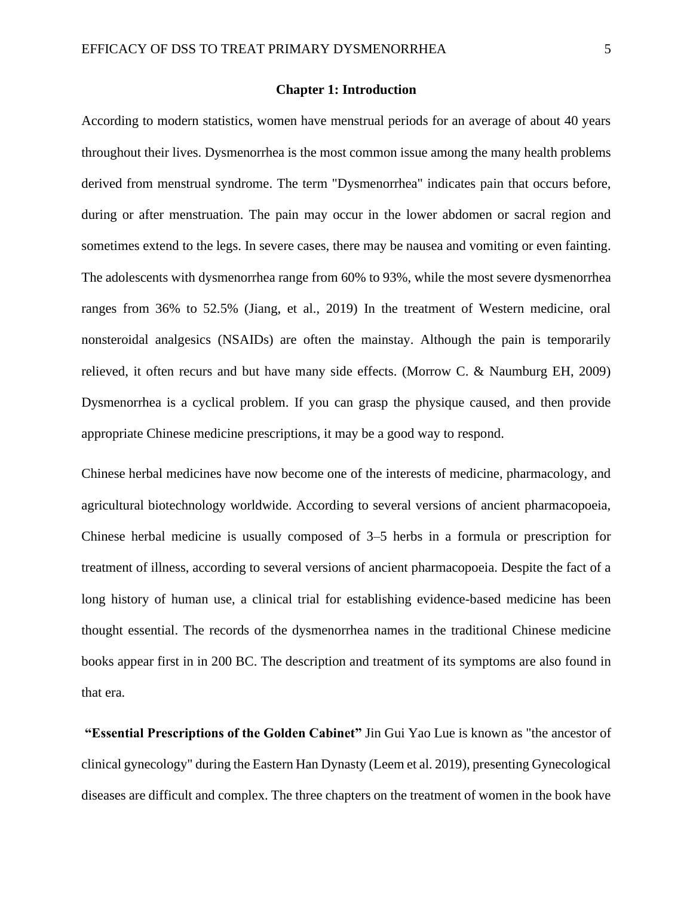# Chapter 1: Introduction

According to modern statistics, women have menstrual periods for an average of about 40 years throughout their lives. Dysmenorrhea is the most common issue among the many health problems derived from menstrual syndrome. The term "Dysmenorrhea" indicates pain that occurs before, during or after menstruation. The pain may occur in the lower abdomen or sacral region and sometimes extend to the legs. In severe cases, there may be nausea and vomiting or even fainting. The adolescents with dysmenorrhea range from 60% to 93%, while the most severe dysmenorrhea ranges from 36% to 52.5% (Jiang, et al., 2019) In the treatment of Western medicine, oral nonsteroidal analgesics (NSAIDs) are often the mainstay. Although the pain is temporarily relieved, it often recurs and but have many side effects. (Morrow C. & Naumburg EH, 2009) Dysmenorrhea is a cyclical problem. If you can grasp the physique caused, and then provide appropriate Chinese medicine prescriptions, it may be a good way to respond.

Chinese herbal medicines have now become one of the interests of medicine, pharmacology, and agricultural biotechnology worldwide. According to several versions of ancient pharmacopoeia, Chinese herbal medicine is usually composed of 3–5 herbs in a formula or prescription for treatment of illness, according to several versions of ancient pharmacopoeia. Despite the fact of a long history of human use, a clinical trial for establishing evidence-based medicine has been thought essential. The records of the dysmenorrhea names in the traditional Chinese medicine books appear first in in 200 BC. The description and treatment of its symptoms are also found in that era.

**"Essential Prescriptions of the Golden Cabinet"** Jin Gui Yao Lue is known as "the ancestor of clinical gynecology" during the Eastern Han Dynasty (Leem et al. 2019), presenting Gynecological diseases are difficult and complex. The three chapters on the treatment of women in the book have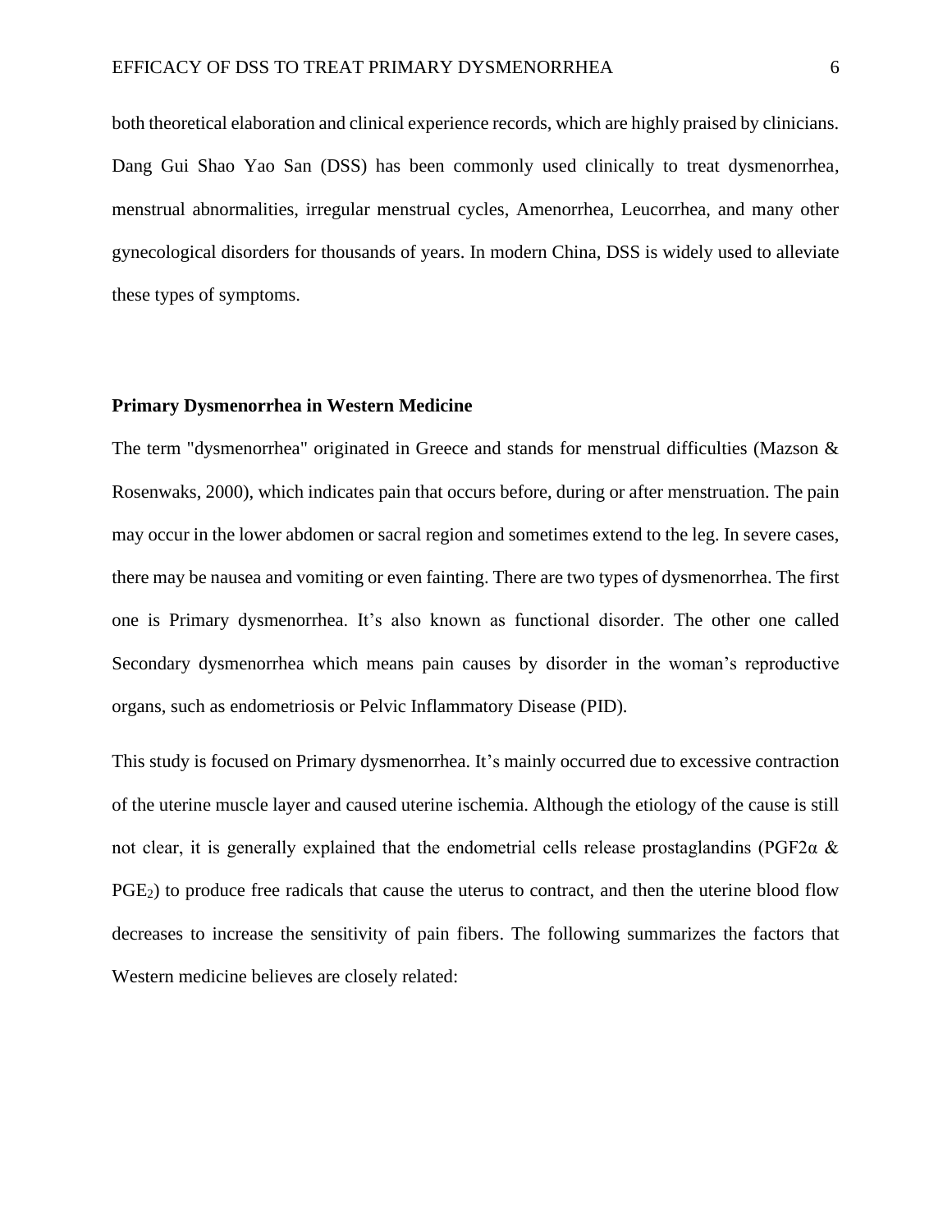both theoretical elaboration and clinical experience records, which are highly praised by clinicians. Dang Gui Shao Yao San (DSS) has been commonly used clinically to treat dysmenorrhea, menstrual abnormalities, irregular menstrual cycles, Amenorrhea, Leucorrhea, and many other gynecological disorders for thousands of years. In modern China, DSS is widely used to alleviate these types of symptoms.

**Primary Dysmenorrhea in Western Medicine**

The term "dysmenorrhea" originated in Greece and stands for menstrual difficulties (Mazson & Rosenwaks, 2000), which indicates pain that occurs before, during or after menstruation. The pain may occur in the lower abdomen or sacral region and sometimes extend to the leg. In severe cases, there may be nausea and vomiting or even fainting. There are two types of dysmenorrhea. The first one is Primary dysmenorrhea. It's also known as functional disorder. The other one called Secondary dysmenorrhea which means pain causes by disorder in the woman's reproductive organs, such as endometriosis or Pelvic Inflammatory Disease (PID).

This study is focused on Primary dysmenorrhea. It's mainly occurred due to excessive contraction of the uterine muscle layer and caused uterine ischemia. Although the etiology of the cause is still not clear, it is generally explained that the endometrial cells release prostaglandins ($PGF2\alpha$ & $PGE_2$) to produce free radicals that cause the uterus to contract, and then the uterine blood flow decreases to increase the sensitivity of pain fibers. The following summarizes the factors that Western medicine believes are closely related: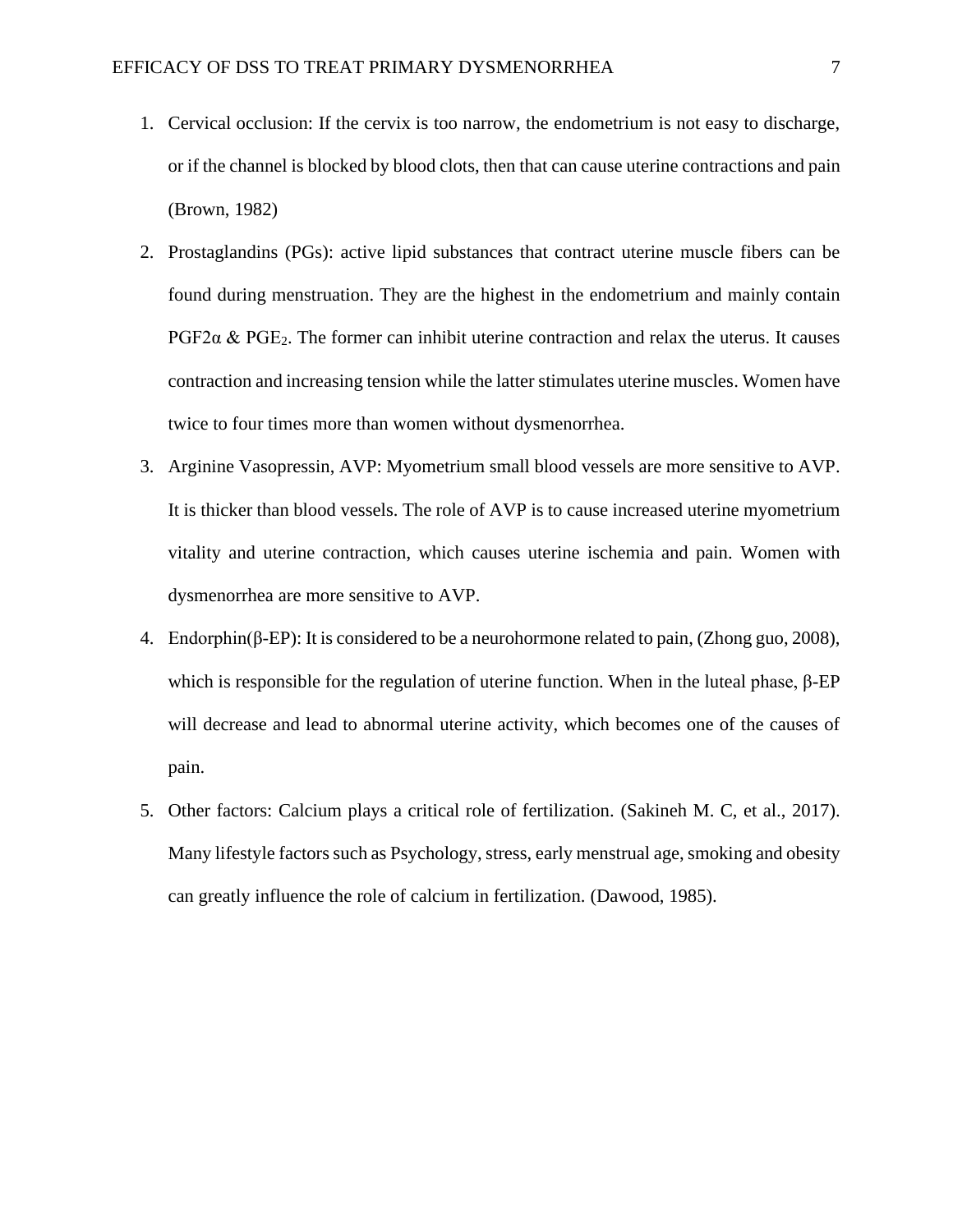1. Cervical occlusion: If the cervix is too narrow, the endometrium is not easy to discharge, or if the channel is blocked by blood clots, then that can cause uterine contractions and pain (Brown, 1982)
2. Prostaglandins (PGs): active lipid substances that contract uterine muscle fibers can be found during menstruation. They are the highest in the endometrium and mainly contain PGF2α & $PGE_2$. The former can inhibit uterine contraction and relax the uterus. It causes contraction and increasing tension while the latter stimulates uterine muscles. Women have twice to four times more than women without dysmenorrhea.
3. Arginine Vasopressin, AVP: Myometrium small blood vessels are more sensitive to AVP. It is thicker than blood vessels. The role of AVP is to cause increased uterine myometrium vitality and uterine contraction, which causes uterine ischemia and pain. Women with dysmenorrhea are more sensitive to AVP.
4. Endorphin(β-EP): It is considered to be a neurohormone related to pain, (Zhong guo, 2008), which is responsible for the regulation of uterine function. When in the luteal phase, β-EP will decrease and lead to abnormal uterine activity, which becomes one of the causes of pain.
5. Other factors: Calcium plays a critical role of fertilization. (Sakineh M. C, et al., 2017). Many lifestyle factors such as Psychology, stress, early menstrual age, smoking and obesity can greatly influence the role of calcium in fertilization. (Dawood, 1985).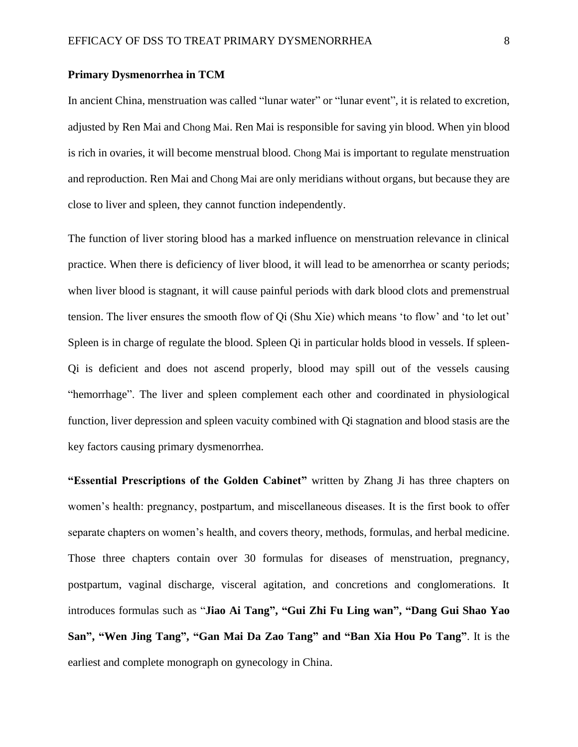**Primary Dysmenorrhea in TCM**

In ancient China, menstruation was called “lunar water” or “lunar event”, it is related to excretion, adjusted by Ren Mai and Chong Mai. Ren Mai is responsible for saving yin blood. When yin blood is rich in ovaries, it will become menstrual blood. Chong Mai is important to regulate menstruation and reproduction. Ren Mai and Chong Mai are only meridians without organs, but because they are close to liver and spleen, they cannot function independently.

The function of liver storing blood has a marked influence on menstruation relevance in clinical practice. When there is deficiency of liver blood, it will lead to be amenorrhea or scanty periods; when liver blood is stagnant, it will cause painful periods with dark blood clots and premenstrual tension. The liver ensures the smooth flow of Qi (Shu Xie) which means ‘to flow’ and ‘to let out’ Spleen is in charge of regulate the blood. Spleen Qi in particular holds blood in vessels. If spleen-Qi is deficient and does not ascend properly, blood may spill out of the vessels causing “hemorrhage”. The liver and spleen complement each other and coordinated in physiological function, liver depression and spleen vacuity combined with Qi stagnation and blood stasis are the key factors causing primary dysmenorrhea.

**“Essential Prescriptions of the Golden Cabinet”** written by Zhang Ji has three chapters on women’s health: pregnancy, postpartum, and miscellaneous diseases. It is the first book to offer separate chapters on women’s health, and covers theory, methods, formulas, and herbal medicine. Those three chapters contain over 30 formulas for diseases of menstruation, pregnancy, postpartum, vaginal discharge, visceral agitation, and concretions and conglomerations. It introduces formulas such as “**Jiao Ai Tang”, “Gui Zhi Fu Ling wan”, “Dang Gui Shao Yao San”, “Wen Jing Tang”, “Gan Mai Da Zao Tang” and “Ban Xia Hou Po Tang”**. It is the earliest and complete monograph on gynecology in China.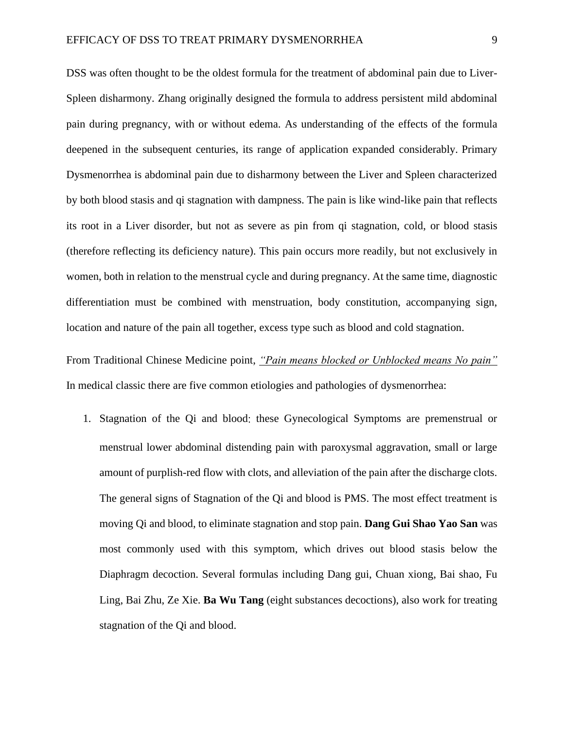DSS was often thought to be the oldest formula for the treatment of abdominal pain due to Liver-Spleen disharmony. Zhang originally designed the formula to address persistent mild abdominal pain during pregnancy, with or without edema. As understanding of the effects of the formula deepened in the subsequent centuries, its range of application expanded considerably. Primary Dysmenorrhea is abdominal pain due to disharmony between the Liver and Spleen characterized by both blood stasis and qi stagnation with dampness. The pain is like wind-like pain that reflects its root in a Liver disorder, but not as severe as pin from qi stagnation, cold, or blood stasis (therefore reflecting its deficiency nature). This pain occurs more readily, but not exclusively in women, both in relation to the menstrual cycle and during pregnancy. At the same time, diagnostic differentiation must be combined with menstruation, body constitution, accompanying sign, location and nature of the pain all together, excess type such as blood and cold stagnation.

From Traditional Chinese Medicine point, *“Pain means blocked or Unblocked means No pain”* In medical classic there are five common etiologies and pathologies of dysmenorrhea:

1. Stagnation of the Qi and blood: these Gynecological Symptoms are premenstrual or menstrual lower abdominal distending pain with paroxysmal aggravation, small or large amount of purplish-red flow with clots, and alleviation of the pain after the discharge clots. The general signs of Stagnation of the Qi and blood is PMS. The most effect treatment is moving Qi and blood, to eliminate stagnation and stop pain. **Dang Gui Shao Yao San** was most commonly used with this symptom, which drives out blood stasis below the Diaphragm decoction. Several formulas including Dang gui, Chuan xiong, Bai shao, Fu Ling, Bai Zhu, Ze Xie. **Ba Wu Tang** (eight substances decoctions), also work for treating stagnation of the Qi and blood.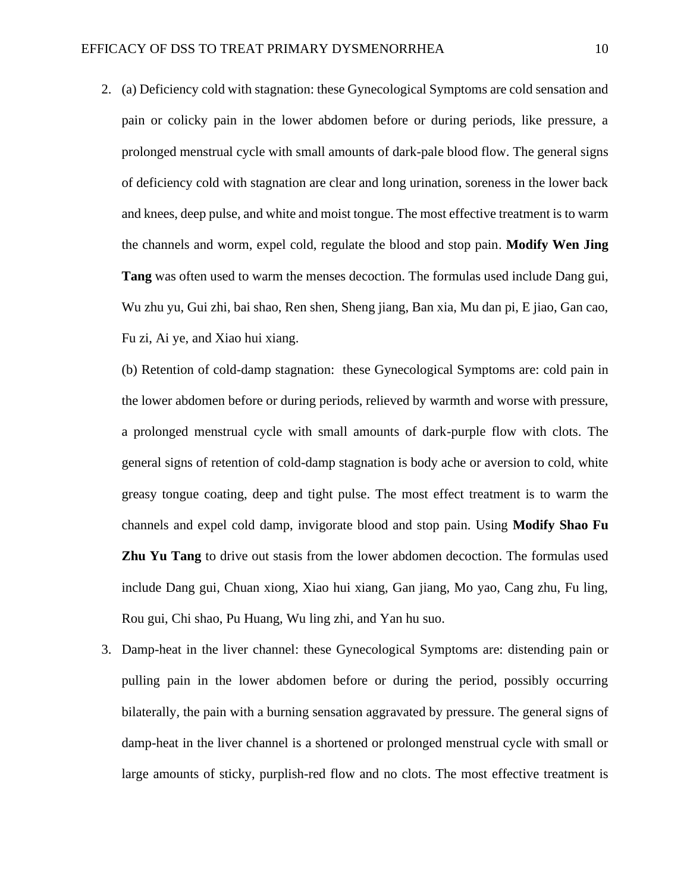2. (a) Deficiency cold with stagnation: these Gynecological Symptoms are cold sensation and pain or colicky pain in the lower abdomen before or during periods, like pressure, a prolonged menstrual cycle with small amounts of dark-pale blood flow. The general signs of deficiency cold with stagnation are clear and long urination, soreness in the lower back and knees, deep pulse, and white and moist tongue. The most effective treatment is to warm the channels and worm, expel cold, regulate the blood and stop pain. **Modify Wen Jing Tang** was often used to warm the menses decoction. The formulas used include Dang gui, Wu zhu yu, Gui zhi, bai shao, Ren shen, Sheng jiang, Ban xia, Mu dan pi, E jiao, Gan cao, Fu zi, Ai ye, and Xiao hui xiang.

   (b) Retention of cold-damp stagnation: these Gynecological Symptoms are: cold pain in the lower abdomen before or during periods, relieved by warmth and worse with pressure, a prolonged menstrual cycle with small amounts of dark-purple flow with clots. The general signs of retention of cold-damp stagnation is body ache or aversion to cold, white greasy tongue coating, deep and tight pulse. The most effect treatment is to warm the channels and expel cold damp, invigorate blood and stop pain. Using **Modify Shao Fu Zhu Yu Tang** to drive out stasis from the lower abdomen decoction. The formulas used include Dang gui, Chuan xiong, Xiao hui xiang, Gan jiang, Mo yao, Cang zhu, Fu ling, Rou gui, Chi shao, Pu Huang, Wu ling zhi, and Yan hu suo.

3. Damp-heat in the liver channel: these Gynecological Symptoms are: distending pain or pulling pain in the lower abdomen before or during the period, possibly occurring bilaterally, the pain with a burning sensation aggravated by pressure. The general signs of damp-heat in the liver channel is a shortened or prolonged menstrual cycle with small or large amounts of sticky, purplish-red flow and no clots. The most effective treatment is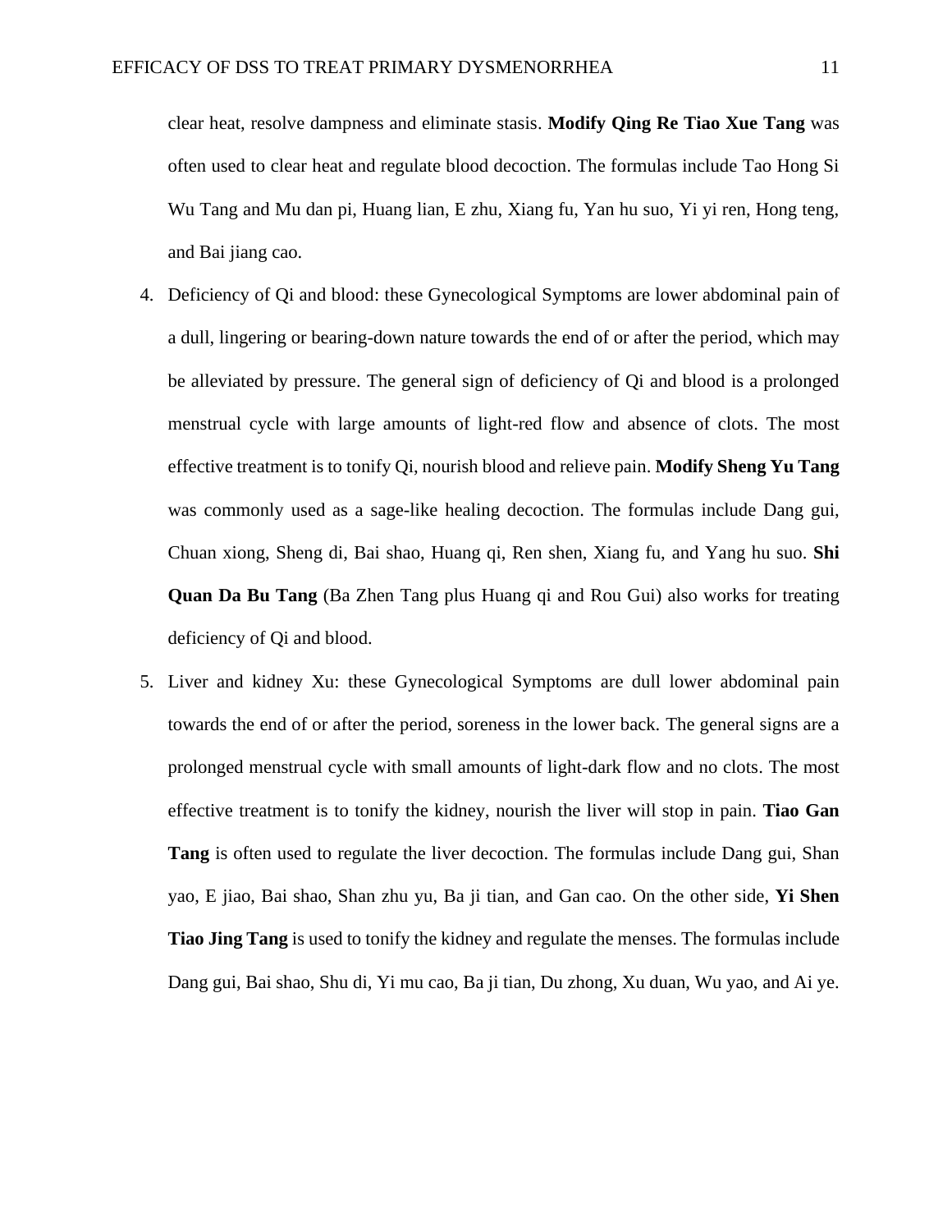clear heat, resolve dampness and eliminate stasis. **Modify Qing Re Tiao Xue Tang** was often used to clear heat and regulate blood decoction. The formulas include Tao Hong Si Wu Tang and Mu dan pi, Huang lian, E zhu, Xiang fu, Yan hu suo, Yi yi ren, Hong teng, and Bai jiang cao.

4. Deficiency of Qi and blood: these Gynecological Symptoms are lower abdominal pain of a dull, lingering or bearing-down nature towards the end of or after the period, which may be alleviated by pressure. The general sign of deficiency of Qi and blood is a prolonged menstrual cycle with large amounts of light-red flow and absence of clots. The most effective treatment is to tonify Qi, nourish blood and relieve pain. **Modify Sheng Yu Tang** was commonly used as a sage-like healing decoction. The formulas include Dang gui, Chuan xiong, Sheng di, Bai shao, Huang qi, Ren shen, Xiang fu, and Yang hu suo. **Shi Quan Da Bu Tang** (Ba Zhen Tang plus Huang qi and Rou Gui) also works for treating deficiency of Qi and blood.
5. Liver and kidney Xu: these Gynecological Symptoms are dull lower abdominal pain towards the end of or after the period, soreness in the lower back. The general signs are a prolonged menstrual cycle with small amounts of light-dark flow and no clots. The most effective treatment is to tonify the kidney, nourish the liver will stop in pain. **Tiao Gan Tang** is often used to regulate the liver decoction. The formulas include Dang gui, Shan yao, E jiao, Bai shao, Shan zhu yu, Ba ji tian, and Gan cao. On the other side, **Yi Shen Tiao Jing Tang** is used to tonify the kidney and regulate the menses. The formulas include Dang gui, Bai shao, Shu di, Yi mu cao, Ba ji tian, Du zhong, Xu duan, Wu yao, and Ai ye.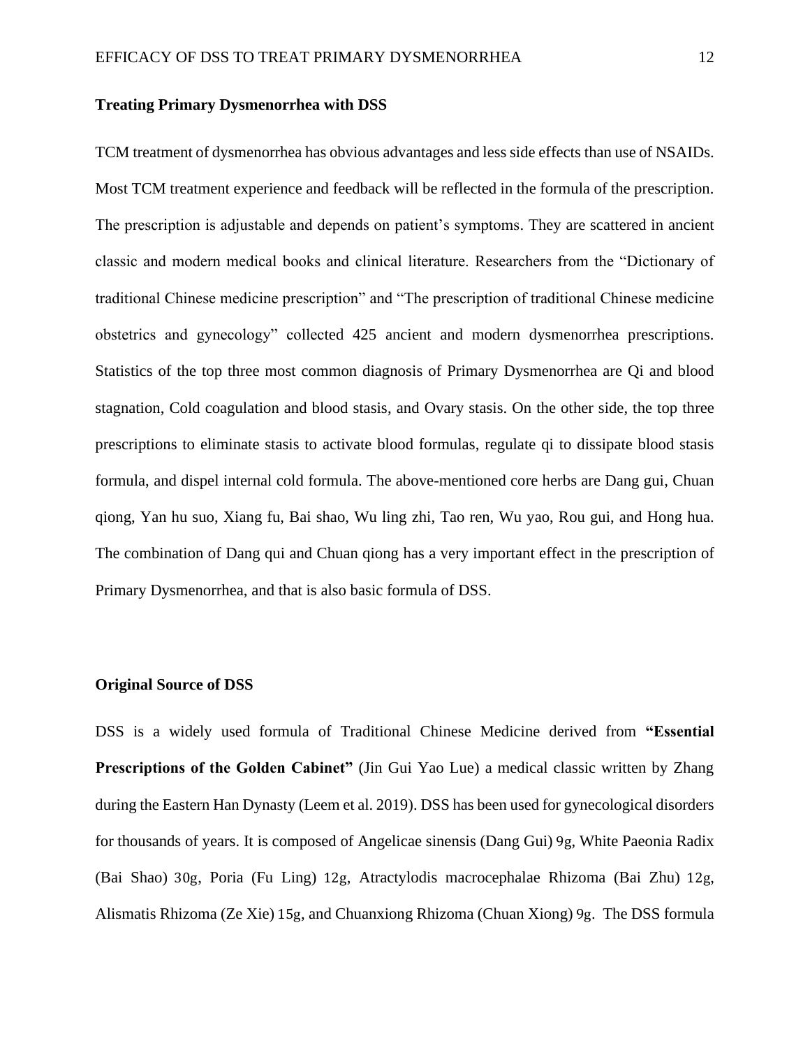## Treating Primary Dysmenorrhea with DSS

TCM treatment of dysmenorrhea has obvious advantages and less side effects than use of NSAIDs. Most TCM treatment experience and feedback will be reflected in the formula of the prescription. The prescription is adjustable and depends on patient's symptoms. They are scattered in ancient classic and modern medical books and clinical literature. Researchers from the "Dictionary of traditional Chinese medicine prescription" and "The prescription of traditional Chinese medicine obstetrics and gynecology" collected 425 ancient and modern dysmenorrhea prescriptions. Statistics of the top three most common diagnosis of Primary Dysmenorrhea are Qi and blood stagnation, Cold coagulation and blood stasis, and Ovary stasis. On the other side, the top three prescriptions to eliminate stasis to activate blood formulas, regulate qi to dissipate blood stasis formula, and dispel internal cold formula. The above-mentioned core herbs are Dang gui, Chuan qiong, Yan hu suo, Xiang fu, Bai shao, Wu ling zhi, Tao ren, Wu yao, Rou gui, and Hong hua. The combination of Dang qui and Chuan qiong has a very important effect in the prescription of Primary Dysmenorrhea, and that is also basic formula of DSS.

## Original Source of DSS

DSS is a widely used formula of Traditional Chinese Medicine derived from **"Essential Prescriptions of the Golden Cabinet"** (Jin Gui Yao Lue) a medical classic written by Zhang during the Eastern Han Dynasty (Leem et al. 2019). DSS has been used for gynecological disorders for thousands of years. It is composed of Angelicae sinensis (Dang Gui) 9g, White Paeonia Radix (Bai Shao) 30g, Poria (Fu Ling) 12g, Atractylodis macrocephalae Rhizoma (Bai Zhu) 12g, Alismatis Rhizoma (Ze Xie) 15g, and Chuanxiong Rhizoma (Chuan Xiong) 9g. The DSS formula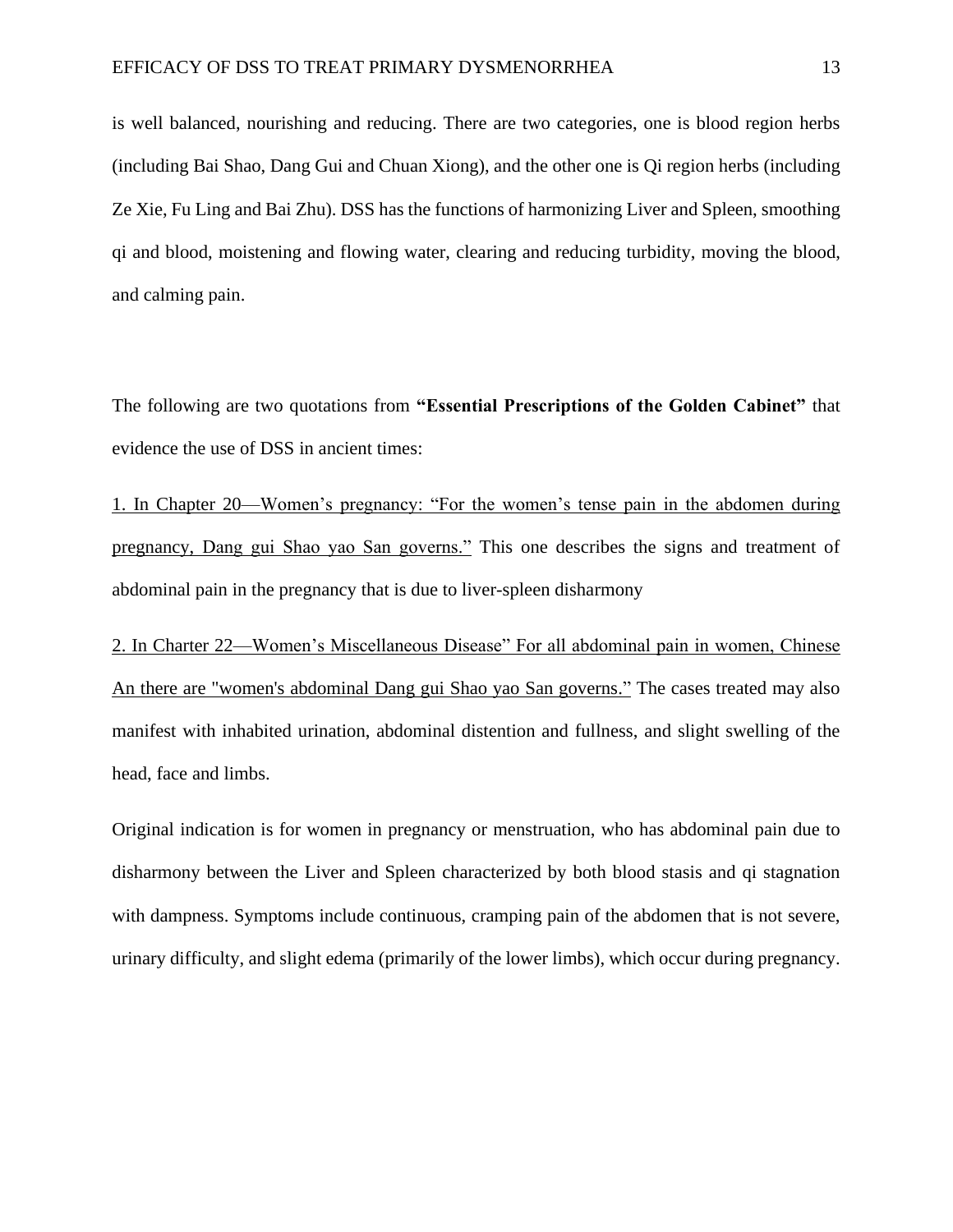is well balanced, nourishing and reducing. There are two categories, one is blood region herbs (including Bai Shao, Dang Gui and Chuan Xiong), and the other one is Qi region herbs (including Ze Xie, Fu Ling and Bai Zhu). DSS has the functions of harmonizing Liver and Spleen, smoothing qi and blood, moistening and flowing water, clearing and reducing turbidity, moving the blood, and calming pain.

The following are two quotations from **"Essential Prescriptions of the Golden Cabinet"** that evidence the use of DSS in ancient times:

<u>1. In Chapter 20—Women's pregnancy: "For the women's tense pain in the abdomen during pregnancy, Dang gui Shao yao San governs."</u> This one describes the signs and treatment of abdominal pain in the pregnancy that is due to liver-spleen disharmony

<u>2. In Charter 22—Women's Miscellaneous Disease" For all abdominal pain in women, Chinese An there are "women's abdominal Dang gui Shao yao San governs."</u> The cases treated may also manifest with inhabited urination, abdominal distention and fullness, and slight swelling of the head, face and limbs.

Original indication is for women in pregnancy or menstruation, who has abdominal pain due to disharmony between the Liver and Spleen characterized by both blood stasis and qi stagnation with dampness. Symptoms include continuous, cramping pain of the abdomen that is not severe, urinary difficulty, and slight edema (primarily of the lower limbs), which occur during pregnancy.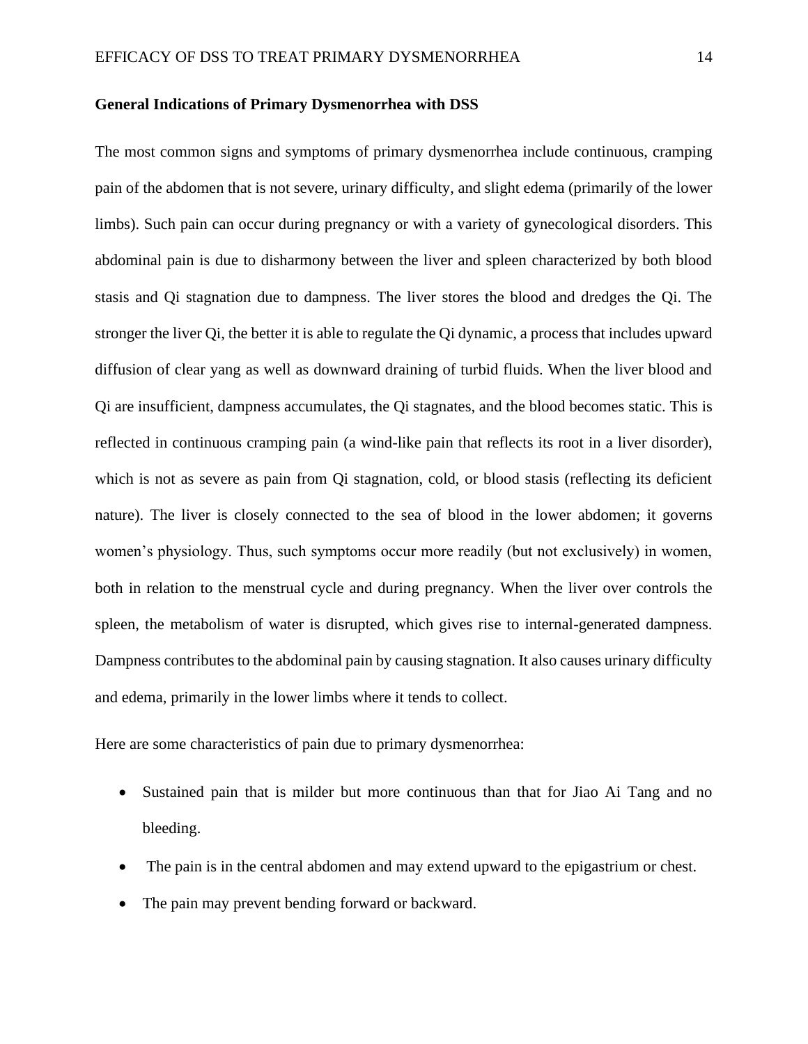**General Indications of Primary Dysmenorrhea with DSS**

The most common signs and symptoms of primary dysmenorrhea include continuous, cramping pain of the abdomen that is not severe, urinary difficulty, and slight edema (primarily of the lower limbs). Such pain can occur during pregnancy or with a variety of gynecological disorders. This abdominal pain is due to disharmony between the liver and spleen characterized by both blood stasis and Qi stagnation due to dampness. The liver stores the blood and dredges the Qi. The stronger the liver Qi, the better it is able to regulate the Qi dynamic, a process that includes upward diffusion of clear yang as well as downward draining of turbid fluids. When the liver blood and Qi are insufficient, dampness accumulates, the Qi stagnates, and the blood becomes static. This is reflected in continuous cramping pain (a wind-like pain that reflects its root in a liver disorder), which is not as severe as pain from Qi stagnation, cold, or blood stasis (reflecting its deficient nature). The liver is closely connected to the sea of blood in the lower abdomen; it governs women's physiology. Thus, such symptoms occur more readily (but not exclusively) in women, both in relation to the menstrual cycle and during pregnancy. When the liver over controls the spleen, the metabolism of water is disrupted, which gives rise to internal-generated dampness. Dampness contributes to the abdominal pain by causing stagnation. It also causes urinary difficulty and edema, primarily in the lower limbs where it tends to collect.

Here are some characteristics of pain due to primary dysmenorrhea:

- Sustained pain that is milder but more continuous than that for Jiao Ai Tang and no bleeding.
- The pain is in the central abdomen and may extend upward to the epigastrium or chest.
- The pain may prevent bending forward or backward.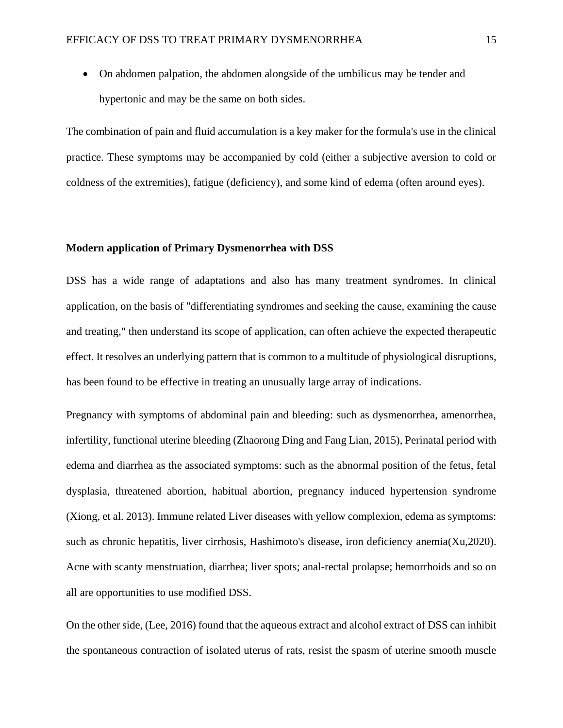- On abdomen palpation, the abdomen alongside of the umbilicus may be tender and hypertonic and may be the same on both sides.

The combination of pain and fluid accumulation is a key maker for the formula's use in the clinical practice. These symptoms may be accompanied by cold (either a subjective aversion to cold or coldness of the extremities), fatigue (deficiency), and some kind of edema (often around eyes).

**Modern application of Primary Dysmenorrhea with DSS**

DSS has a wide range of adaptations and also has many treatment syndromes. In clinical application, on the basis of "differentiating syndromes and seeking the cause, examining the cause and treating," then understand its scope of application, can often achieve the expected therapeutic effect. It resolves an underlying pattern that is common to a multitude of physiological disruptions, has been found to be effective in treating an unusually large array of indications.

Pregnancy with symptoms of abdominal pain and bleeding: such as dysmenorrhea, amenorrhea, infertility, functional uterine bleeding (Zhaorong Ding and Fang Lian, 2015), Perinatal period with edema and diarrhea as the associated symptoms: such as the abnormal position of the fetus, fetal dysplasia, threatened abortion, habitual abortion, pregnancy induced hypertension syndrome (Xiong, et al. 2013). Immune related Liver diseases with yellow complexion, edema as symptoms: such as chronic hepatitis, liver cirrhosis, Hashimoto's disease, iron deficiency anemia(Xu,2020). Acne with scanty menstruation, diarrhea; liver spots; anal-rectal prolapse; hemorrhoids and so on all are opportunities to use modified DSS.

On the other side, (Lee, 2016) found that the aqueous extract and alcohol extract of DSS can inhibit the spontaneous contraction of isolated uterus of rats, resist the spasm of uterine smooth muscle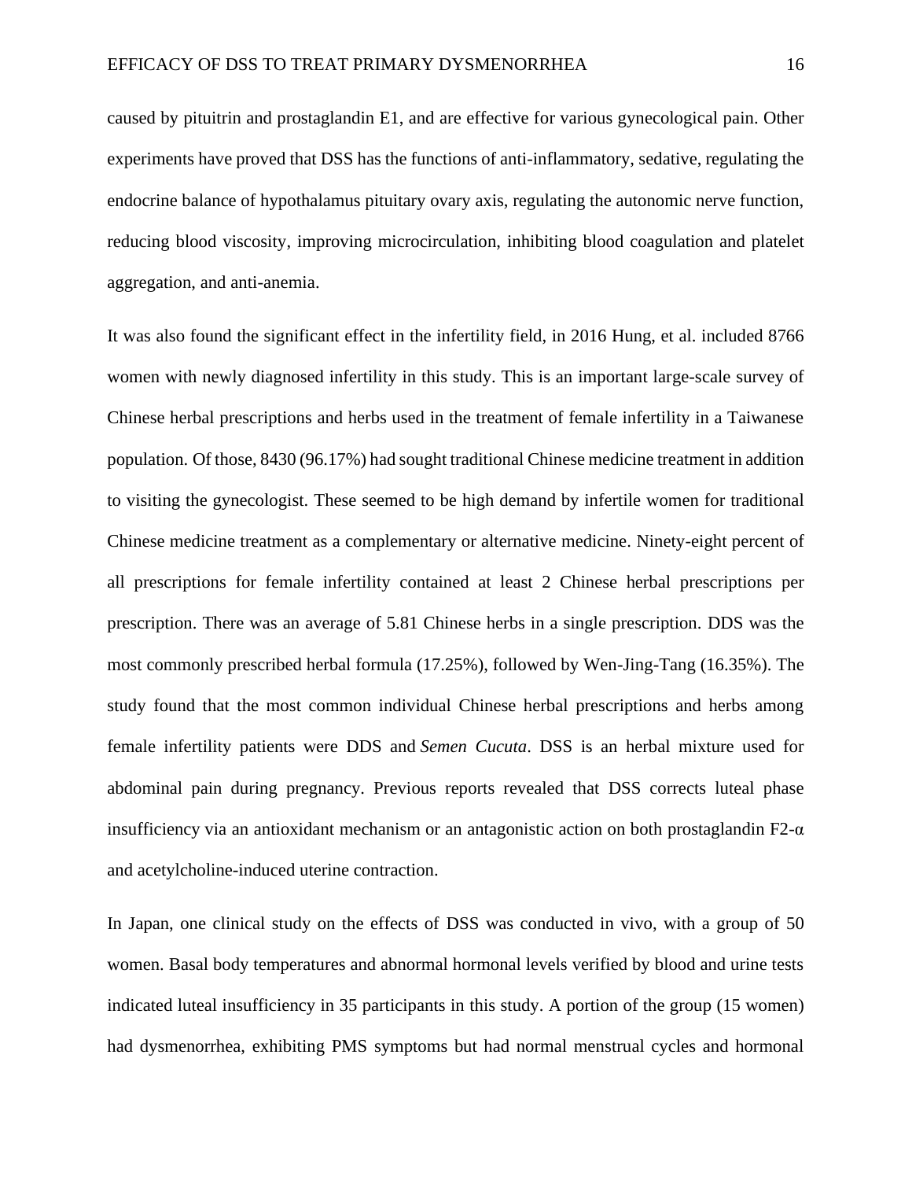caused by pituitrin and prostaglandin E1, and are effective for various gynecological pain. Other experiments have proved that DSS has the functions of anti-inflammatory, sedative, regulating the endocrine balance of hypothalamus pituitary ovary axis, regulating the autonomic nerve function, reducing blood viscosity, improving microcirculation, inhibiting blood coagulation and platelet aggregation, and anti-anemia.

It was also found the significant effect in the infertility field, in 2016 Hung, et al. included 8766 women with newly diagnosed infertility in this study. This is an important large-scale survey of Chinese herbal prescriptions and herbs used in the treatment of female infertility in a Taiwanese population. Of those, 8430 (96.17%) had sought traditional Chinese medicine treatment in addition to visiting the gynecologist. These seemed to be high demand by infertile women for traditional Chinese medicine treatment as a complementary or alternative medicine. Ninety-eight percent of all prescriptions for female infertility contained at least 2 Chinese herbal prescriptions per prescription. There was an average of 5.81 Chinese herbs in a single prescription. DDS was the most commonly prescribed herbal formula (17.25%), followed by Wen-Jing-Tang (16.35%). The study found that the most common individual Chinese herbal prescriptions and herbs among female infertility patients were DDS and *Semen Cucuta*. DSS is an herbal mixture used for abdominal pain during pregnancy. Previous reports revealed that DSS corrects luteal phase insufficiency via an antioxidant mechanism or an antagonistic action on both prostaglandin F2-α and acetylcholine-induced uterine contraction.

In Japan, one clinical study on the effects of DSS was conducted in vivo, with a group of 50 women. Basal body temperatures and abnormal hormonal levels verified by blood and urine tests indicated luteal insufficiency in 35 participants in this study. A portion of the group (15 women) had dysmenorrhea, exhibiting PMS symptoms but had normal menstrual cycles and hormonal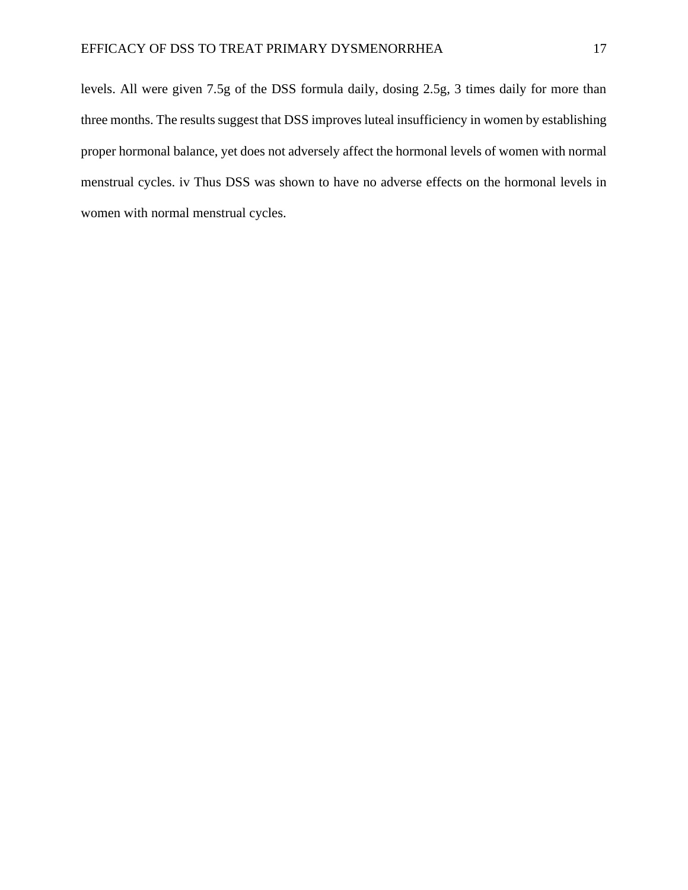levels. All were given 7.5g of the DSS formula daily, dosing 2.5g, 3 times daily for more than three months. The results suggest that DSS improves luteal insufficiency in women by establishing proper hormonal balance, yet does not adversely affect the hormonal levels of women with normal menstrual cycles. iv Thus DSS was shown to have no adverse effects on the hormonal levels in women with normal menstrual cycles.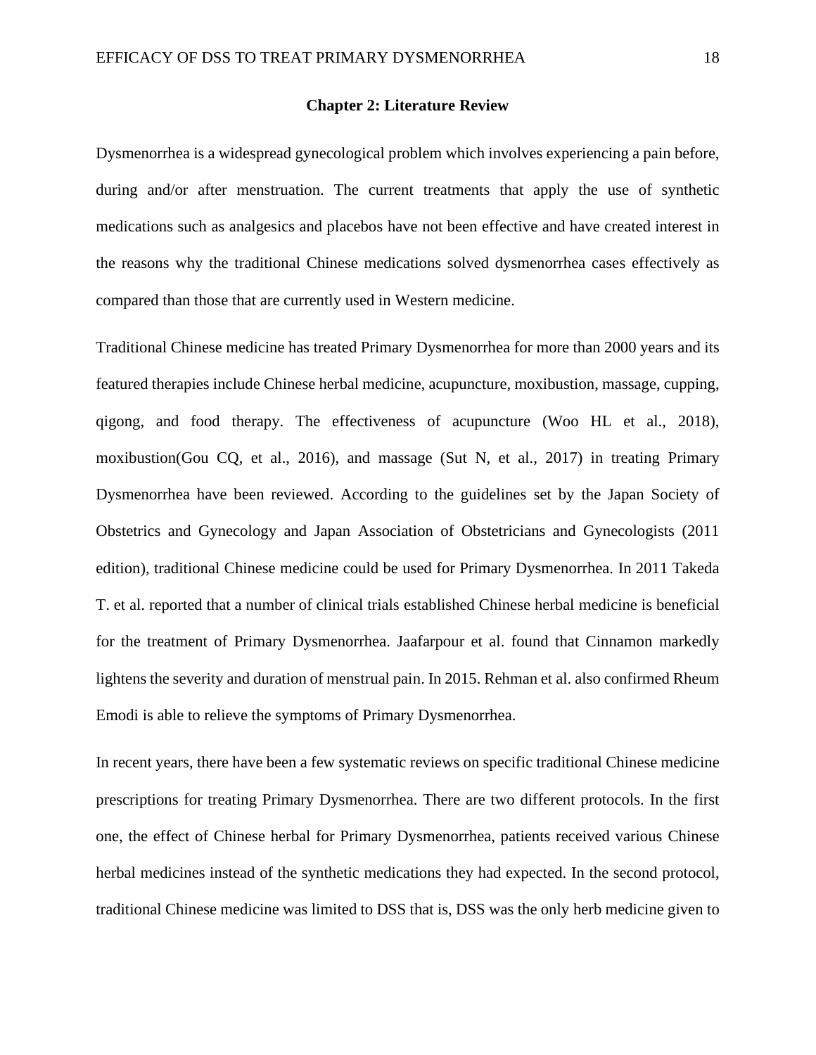## Chapter 2: Literature Review

Dysmenorrhea is a widespread gynecological problem which involves experiencing a pain before, during and/or after menstruation. The current treatments that apply the use of synthetic medications such as analgesics and placebos have not been effective and have created interest in the reasons why the traditional Chinese medications solved dysmenorrhea cases effectively as compared than those that are currently used in Western medicine.

Traditional Chinese medicine has treated Primary Dysmenorrhea for more than 2000 years and its featured therapies include Chinese herbal medicine, acupuncture, moxibustion, massage, cupping, qigong, and food therapy. The effectiveness of acupuncture (Woo HL et al., 2018), moxibustion(Gou CQ, et al., 2016), and massage (Sut N, et al., 2017) in treating Primary Dysmenorrhea have been reviewed. According to the guidelines set by the Japan Society of Obstetrics and Gynecology and Japan Association of Obstetricians and Gynecologists (2011 edition), traditional Chinese medicine could be used for Primary Dysmenorrhea. In 2011 Takeda T. et al. reported that a number of clinical trials established Chinese herbal medicine is beneficial for the treatment of Primary Dysmenorrhea. Jaafarpour et al. found that Cinnamon markedly lightens the severity and duration of menstrual pain. In 2015. Rehman et al. also confirmed Rheum Emodi is able to relieve the symptoms of Primary Dysmenorrhea.

In recent years, there have been a few systematic reviews on specific traditional Chinese medicine prescriptions for treating Primary Dysmenorrhea. There are two different protocols. In the first one, the effect of Chinese herbal for Primary Dysmenorrhea, patients received various Chinese herbal medicines instead of the synthetic medications they had expected. In the second protocol, traditional Chinese medicine was limited to DSS that is, DSS was the only herb medicine given to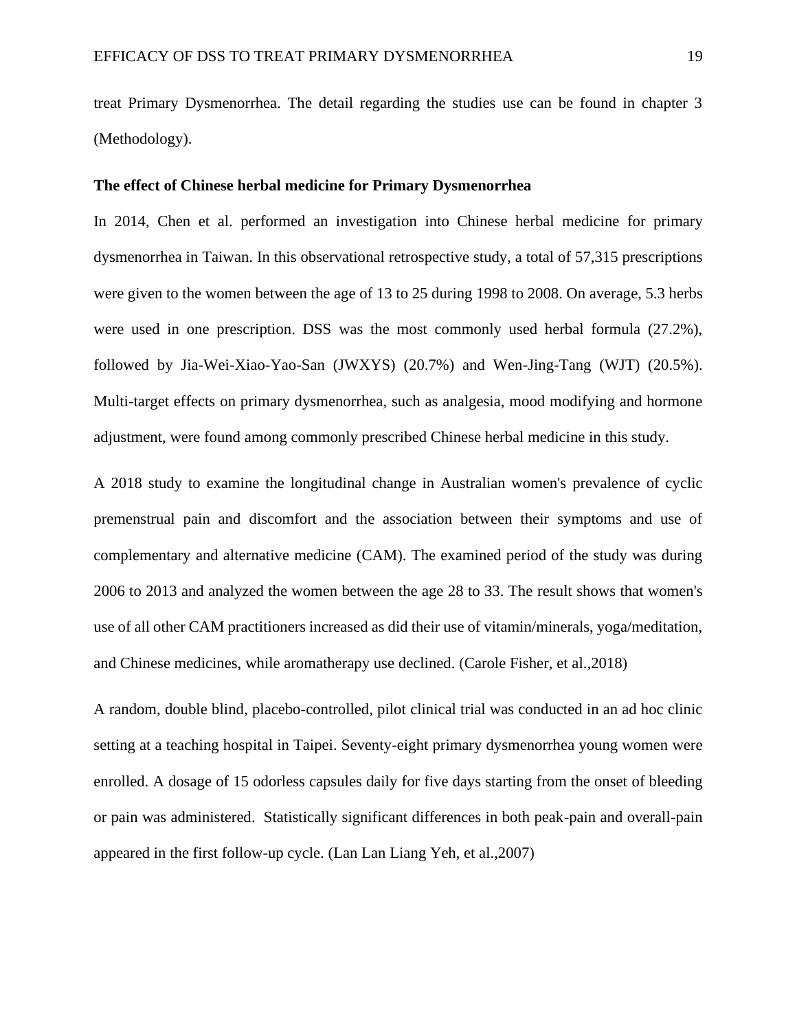treat Primary Dysmenorrhea. The detail regarding the studies use can be found in chapter 3 (Methodology).

**The effect of Chinese herbal medicine for Primary Dysmenorrhea**

In 2014, Chen et al. performed an investigation into Chinese herbal medicine for primary dysmenorrhea in Taiwan. In this observational retrospective study, a total of 57,315 prescriptions were given to the women between the age of 13 to 25 during 1998 to 2008. On average, 5.3 herbs were used in one prescription. DSS was the most commonly used herbal formula (27.2%), followed by Jia-Wei-Xiao-Yao-San (JWXYS) (20.7%) and Wen-Jing-Tang (WJT) (20.5%). Multi-target effects on primary dysmenorrhea, such as analgesia, mood modifying and hormone adjustment, were found among commonly prescribed Chinese herbal medicine in this study.

A 2018 study to examine the longitudinal change in Australian women's prevalence of cyclic premenstrual pain and discomfort and the association between their symptoms and use of complementary and alternative medicine (CAM). The examined period of the study was during 2006 to 2013 and analyzed the women between the age 28 to 33. The result shows that women's use of all other CAM practitioners increased as did their use of vitamin/minerals, yoga/meditation, and Chinese medicines, while aromatherapy use declined. (Carole Fisher, et al.,2018)

A random, double blind, placebo-controlled, pilot clinical trial was conducted in an ad hoc clinic setting at a teaching hospital in Taipei. Seventy-eight primary dysmenorrhea young women were enrolled. A dosage of 15 odorless capsules daily for five days starting from the onset of bleeding or pain was administered. Statistically significant differences in both peak-pain and overall-pain appeared in the first follow-up cycle. (Lan Lan Liang Yeh, et al.,2007)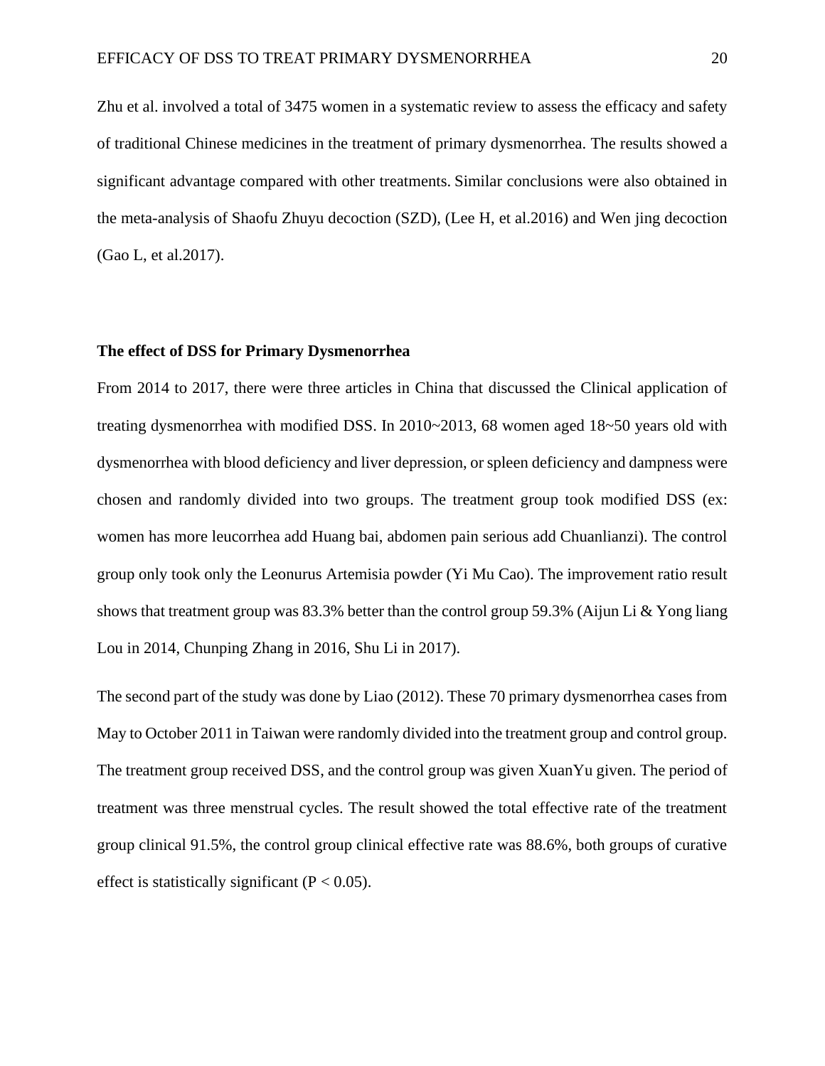Zhu et al. involved a total of 3475 women in a systematic review to assess the efficacy and safety of traditional Chinese medicines in the treatment of primary dysmenorrhea. The results showed a significant advantage compared with other treatments. Similar conclusions were also obtained in the meta-analysis of Shaofu Zhuyu decoction (SZD), (Lee H, et al.2016) and Wen jing decoction (Gao L, et al.2017).

**The effect of DSS for Primary Dysmenorrhea**

From 2014 to 2017, there were three articles in China that discussed the Clinical application of treating dysmenorrhea with modified DSS. In 2010~2013, 68 women aged 18~50 years old with dysmenorrhea with blood deficiency and liver depression, or spleen deficiency and dampness were chosen and randomly divided into two groups. The treatment group took modified DSS (ex: women has more leucorrhea add Huang bai, abdomen pain serious add Chuanlianzi). The control group only took only the Leonurus Artemisia powder (Yi Mu Cao). The improvement ratio result shows that treatment group was 83.3% better than the control group 59.3% (Aijun Li & Yong liang Lou in 2014, Chunping Zhang in 2016, Shu Li in 2017).

The second part of the study was done by Liao (2012). These 70 primary dysmenorrhea cases from May to October 2011 in Taiwan were randomly divided into the treatment group and control group. The treatment group received DSS, and the control group was given XuanYu given. The period of treatment was three menstrual cycles. The result showed the total effective rate of the treatment group clinical 91.5%, the control group clinical effective rate was 88.6%, both groups of curative effect is statistically significant ($P < 0.05$).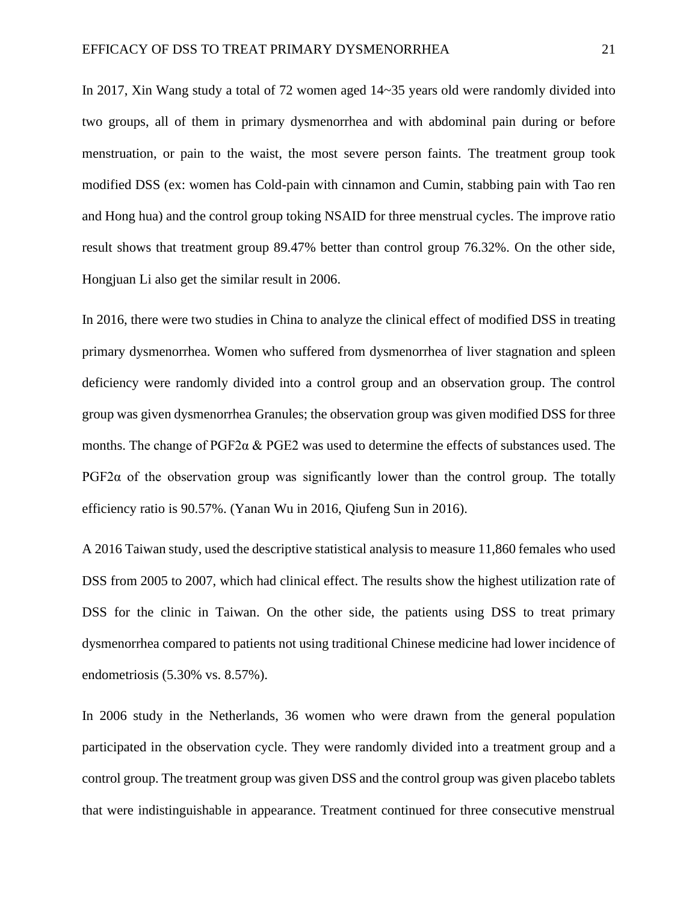In 2017, Xin Wang study a total of 72 women aged 14~35 years old were randomly divided into two groups, all of them in primary dysmenorrhea and with abdominal pain during or before menstruation, or pain to the waist, the most severe person faints. The treatment group took modified DSS (ex: women has Cold-pain with cinnamon and Cumin, stabbing pain with Tao ren and Hong hua) and the control group toking NSAID for three menstrual cycles. The improve ratio result shows that treatment group 89.47% better than control group 76.32%. On the other side, Hongjuan Li also get the similar result in 2006.

In 2016, there were two studies in China to analyze the clinical effect of modified DSS in treating primary dysmenorrhea. Women who suffered from dysmenorrhea of liver stagnation and spleen deficiency were randomly divided into a control group and an observation group. The control group was given dysmenorrhea Granules; the observation group was given modified DSS for three months. The change of $PGF2\alpha$ & $PGE2$ was used to determine the effects of substances used. The $PGF2\alpha$ of the observation group was significantly lower than the control group. The totally efficiency ratio is 90.57%. (Yanan Wu in 2016, Qiufeng Sun in 2016).

A 2016 Taiwan study, used the descriptive statistical analysis to measure 11,860 females who used DSS from 2005 to 2007, which had clinical effect. The results show the highest utilization rate of DSS for the clinic in Taiwan. On the other side, the patients using DSS to treat primary dysmenorrhea compared to patients not using traditional Chinese medicine had lower incidence of endometriosis (5.30% vs. 8.57%).

In 2006 study in the Netherlands, 36 women who were drawn from the general population participated in the observation cycle. They were randomly divided into a treatment group and a control group. The treatment group was given DSS and the control group was given placebo tablets that were indistinguishable in appearance. Treatment continued for three consecutive menstrual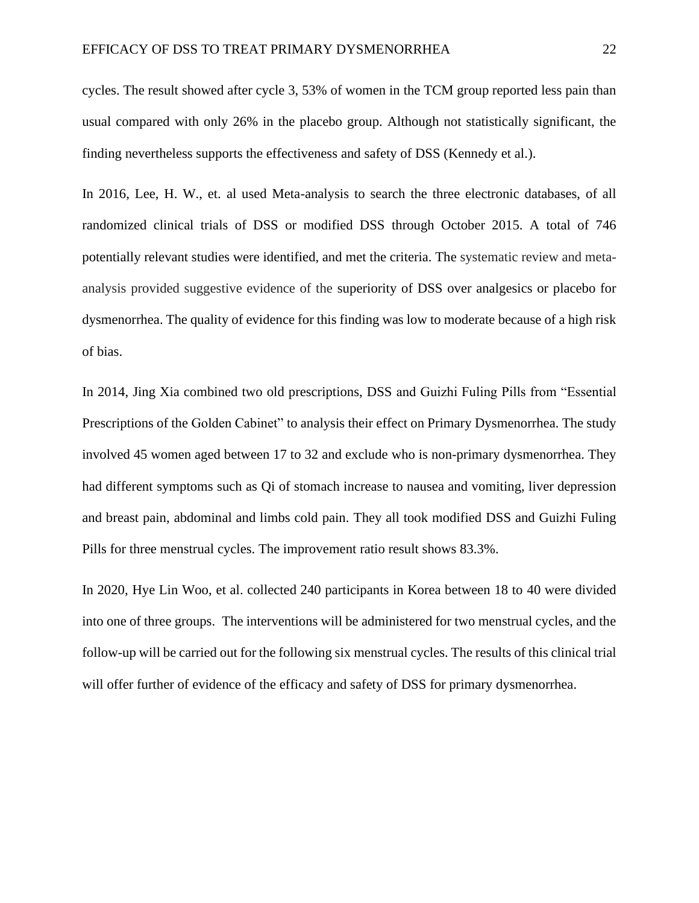cycles. The result showed after cycle 3, 53% of women in the TCM group reported less pain than usual compared with only 26% in the placebo group. Although not statistically significant, the finding nevertheless supports the effectiveness and safety of DSS (Kennedy et al.).

In 2016, Lee, H. W., et. al used Meta-analysis to search the three electronic databases, of all randomized clinical trials of DSS or modified DSS through October 2015. A total of 746 potentially relevant studies were identified, and met the criteria. The systematic review and meta-analysis provided suggestive evidence of the superiority of DSS over analgesics or placebo for dysmenorrhea. The quality of evidence for this finding was low to moderate because of a high risk of bias.

In 2014, Jing Xia combined two old prescriptions, DSS and Guizhi Fuling Pills from "Essential Prescriptions of the Golden Cabinet" to analysis their effect on Primary Dysmenorrhea. The study involved 45 women aged between 17 to 32 and exclude who is non-primary dysmenorrhea. They had different symptoms such as Qi of stomach increase to nausea and vomiting, liver depression and breast pain, abdominal and limbs cold pain. They all took modified DSS and Guizhi Fuling Pills for three menstrual cycles. The improvement ratio result shows 83.3%.

In 2020, Hye Lin Woo, et al. collected 240 participants in Korea between 18 to 40 were divided into one of three groups. The interventions will be administered for two menstrual cycles, and the follow-up will be carried out for the following six menstrual cycles. The results of this clinical trial will offer further of evidence of the efficacy and safety of DSS for primary dysmenorrhea.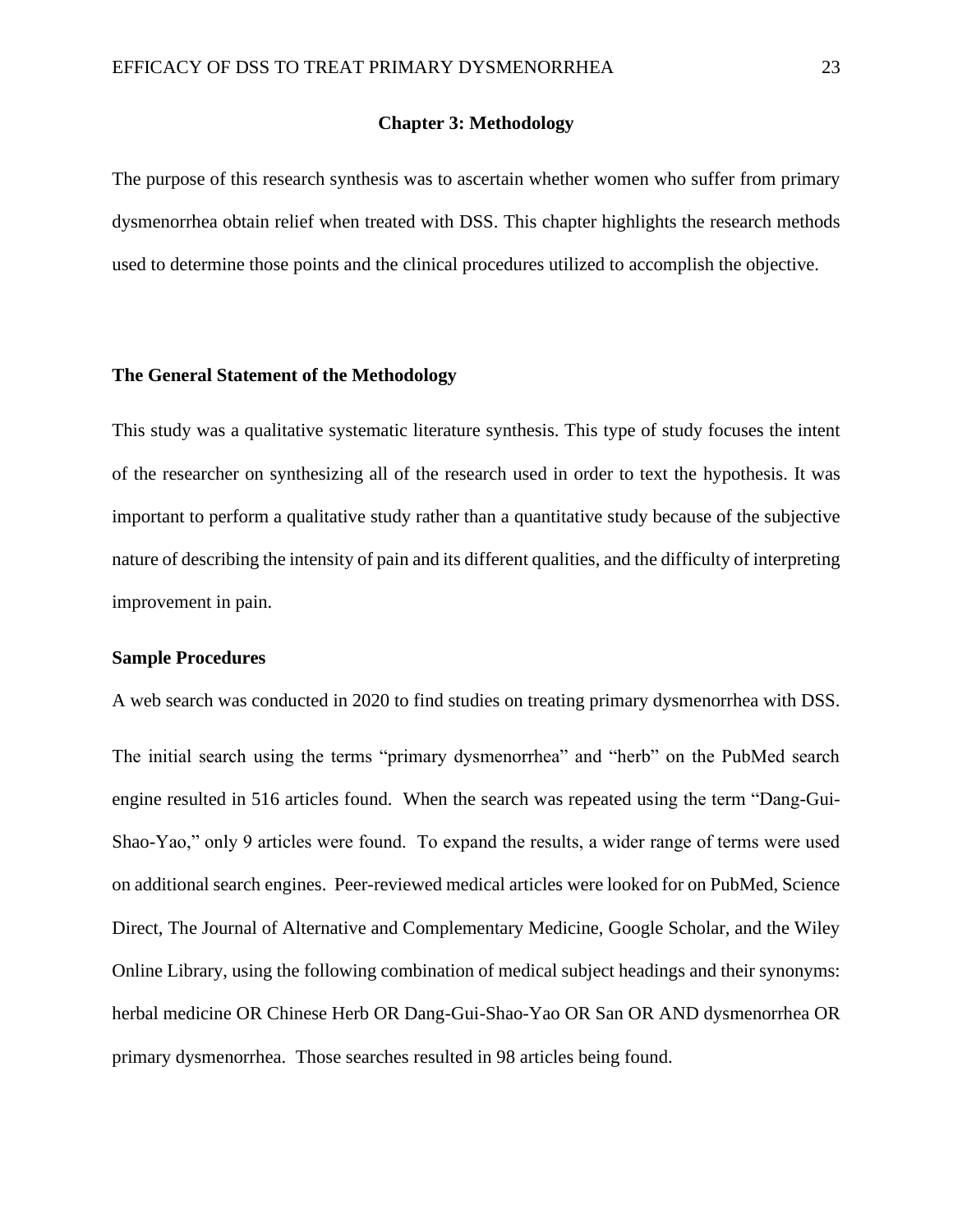# Chapter 3: Methodology

The purpose of this research synthesis was to ascertain whether women who suffer from primary dysmenorrhea obtain relief when treated with DSS. This chapter highlights the research methods used to determine those points and the clinical procedures utilized to accomplish the objective.

## The General Statement of the Methodology

This study was a qualitative systematic literature synthesis. This type of study focuses the intent of the researcher on synthesizing all of the research used in order to text the hypothesis. It was important to perform a qualitative study rather than a quantitative study because of the subjective nature of describing the intensity of pain and its different qualities, and the difficulty of interpreting improvement in pain.

## Sample Procedures

A web search was conducted in 2020 to find studies on treating primary dysmenorrhea with DSS.

The initial search using the terms "primary dysmenorrhea" and "herb" on the PubMed search engine resulted in 516 articles found. When the search was repeated using the term "Dang-Gui-Shao-Yao," only 9 articles were found. To expand the results, a wider range of terms were used on additional search engines. Peer-reviewed medical articles were looked for on PubMed, Science Direct, The Journal of Alternative and Complementary Medicine, Google Scholar, and the Wiley Online Library, using the following combination of medical subject headings and their synonyms: herbal medicine OR Chinese Herb OR Dang-Gui-Shao-Yao OR San OR AND dysmenorrhea OR primary dysmenorrhea. Those searches resulted in 98 articles being found.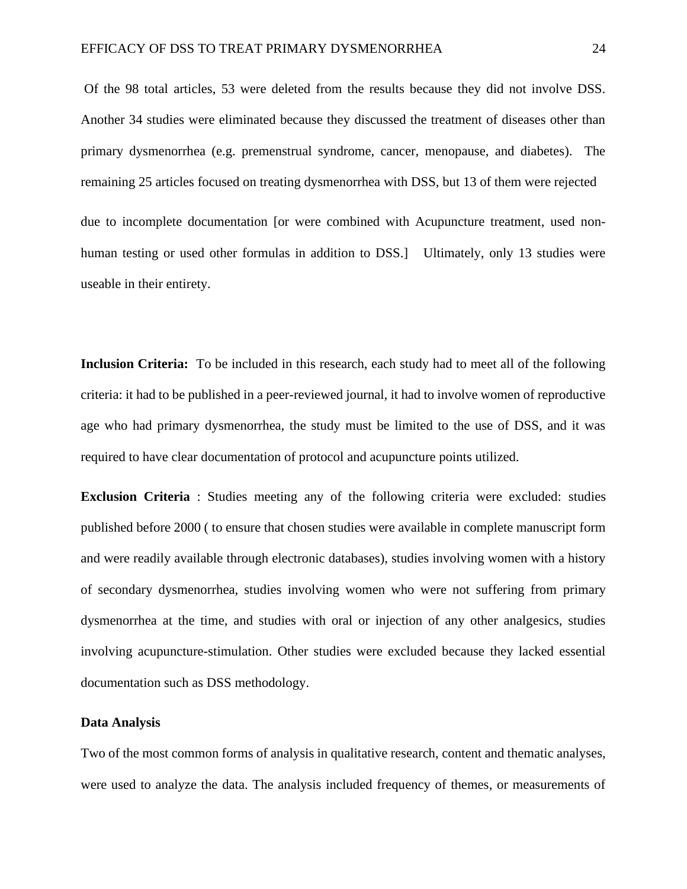Of the 98 total articles, 53 were deleted from the results because they did not involve DSS. Another 34 studies were eliminated because they discussed the treatment of diseases other than primary dysmenorrhea (e.g. premenstrual syndrome, cancer, menopause, and diabetes). The remaining 25 articles focused on treating dysmenorrhea with DSS, but 13 of them were rejected

due to incomplete documentation [or were combined with Acupuncture treatment, used non-human testing or used other formulas in addition to DSS.] Ultimately, only 13 studies were useable in their entirety.

**Inclusion Criteria:** To be included in this research, each study had to meet all of the following criteria: it had to be published in a peer-reviewed journal, it had to involve women of reproductive age who had primary dysmenorrhea, the study must be limited to the use of DSS, and it was required to have clear documentation of protocol and acupuncture points utilized.

**Exclusion Criteria** : Studies meeting any of the following criteria were excluded: studies published before 2000 ( to ensure that chosen studies were available in complete manuscript form and were readily available through electronic databases), studies involving women with a history of secondary dysmenorrhea, studies involving women who were not suffering from primary dysmenorrhea at the time, and studies with oral or injection of any other analgesics, studies involving acupuncture-stimulation. Other studies were excluded because they lacked essential documentation such as DSS methodology.

**Data Analysis**

Two of the most common forms of analysis in qualitative research, content and thematic analyses, were used to analyze the data. The analysis included frequency of themes, or measurements of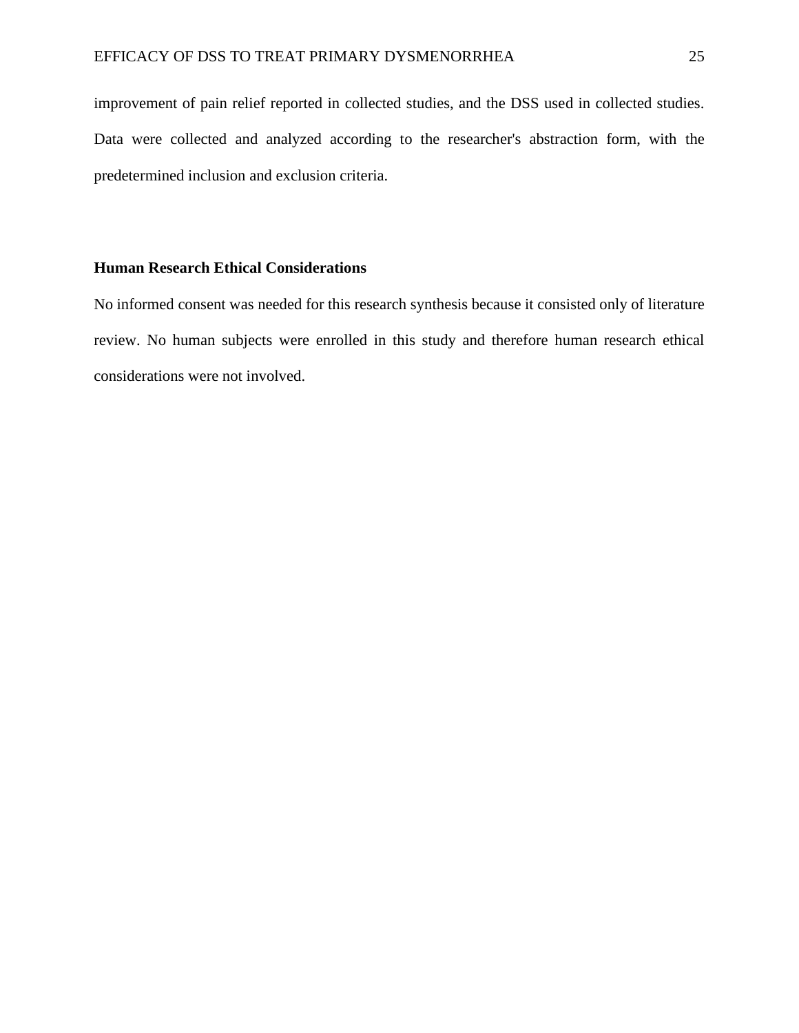improvement of pain relief reported in collected studies, and the DSS used in collected studies. Data were collected and analyzed according to the researcher's abstraction form, with the predetermined inclusion and exclusion criteria.

### Human Research Ethical Considerations

No informed consent was needed for this research synthesis because it consisted only of literature review. No human subjects were enrolled in this study and therefore human research ethical considerations were not involved.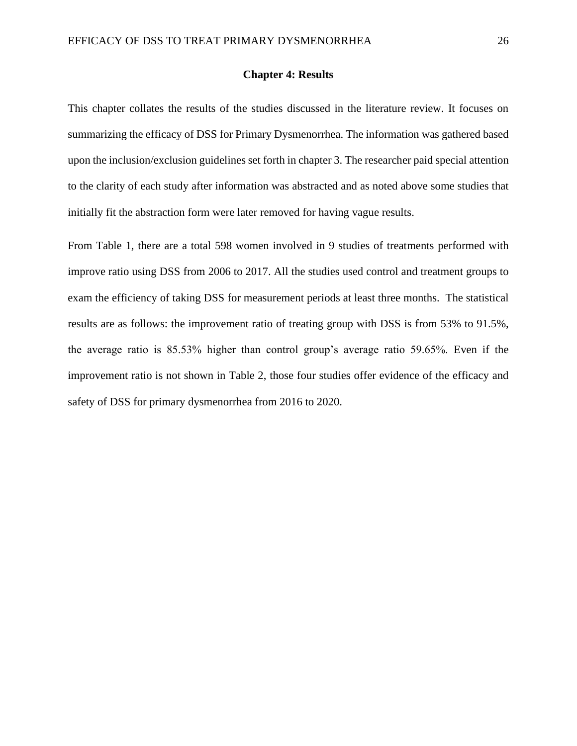# Chapter 4: Results

This chapter collates the results of the studies discussed in the literature review. It focuses on summarizing the efficacy of DSS for Primary Dysmenorrhea. The information was gathered based upon the inclusion/exclusion guidelines set forth in chapter 3. The researcher paid special attention to the clarity of each study after information was abstracted and as noted above some studies that initially fit the abstraction form were later removed for having vague results.

From Table 1, there are a total 598 women involved in 9 studies of treatments performed with improve ratio using DSS from 2006 to 2017. All the studies used control and treatment groups to exam the efficiency of taking DSS for measurement periods at least three months. The statistical results are as follows: the improvement ratio of treating group with DSS is from 53% to 91.5%, the average ratio is 85.53% higher than control group's average ratio 59.65%. Even if the improvement ratio is not shown in Table 2, those four studies offer evidence of the efficacy and safety of DSS for primary dysmenorrhea from 2016 to 2020.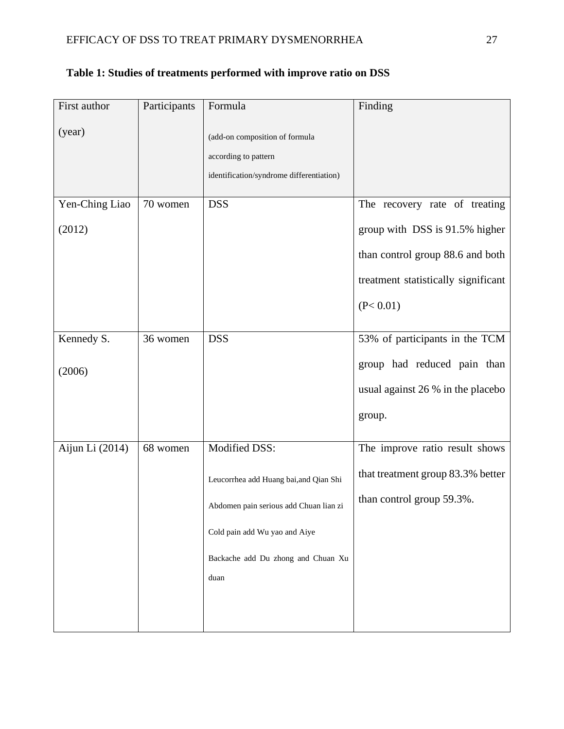**Table 1: Studies of treatments performed with improve ratio on DSS**

| First author (year) | Participants | Formula (add-on composition of formula according to pattern identification/syndrome differentiation) | Finding |
|---|---|---|---|
| Yen-Ching Liao (2012) | 70 women | DSS | The recovery rate of treating group with DSS is 91.5% higher than control group 88.6 and both treatment statistically significant ($P < 0.01$) |
| Kennedy S. (2006) | 36 women | DSS | 53% of participants in the TCM group had reduced pain than usual against 26 % in the placebo group. |
| Aijun Li (2014) | 68 women | Modified DSS:<br>Leucorrhea add Huang bai,and Qian Shi<br>Abdomen pain serious add Chuan lian zi<br>Cold pain add Wu yao and Aiye<br>Backache add Du zhong and Chuan Xu duan | The improve ratio result shows that treatment group 83.3% better than control group 59.3%. |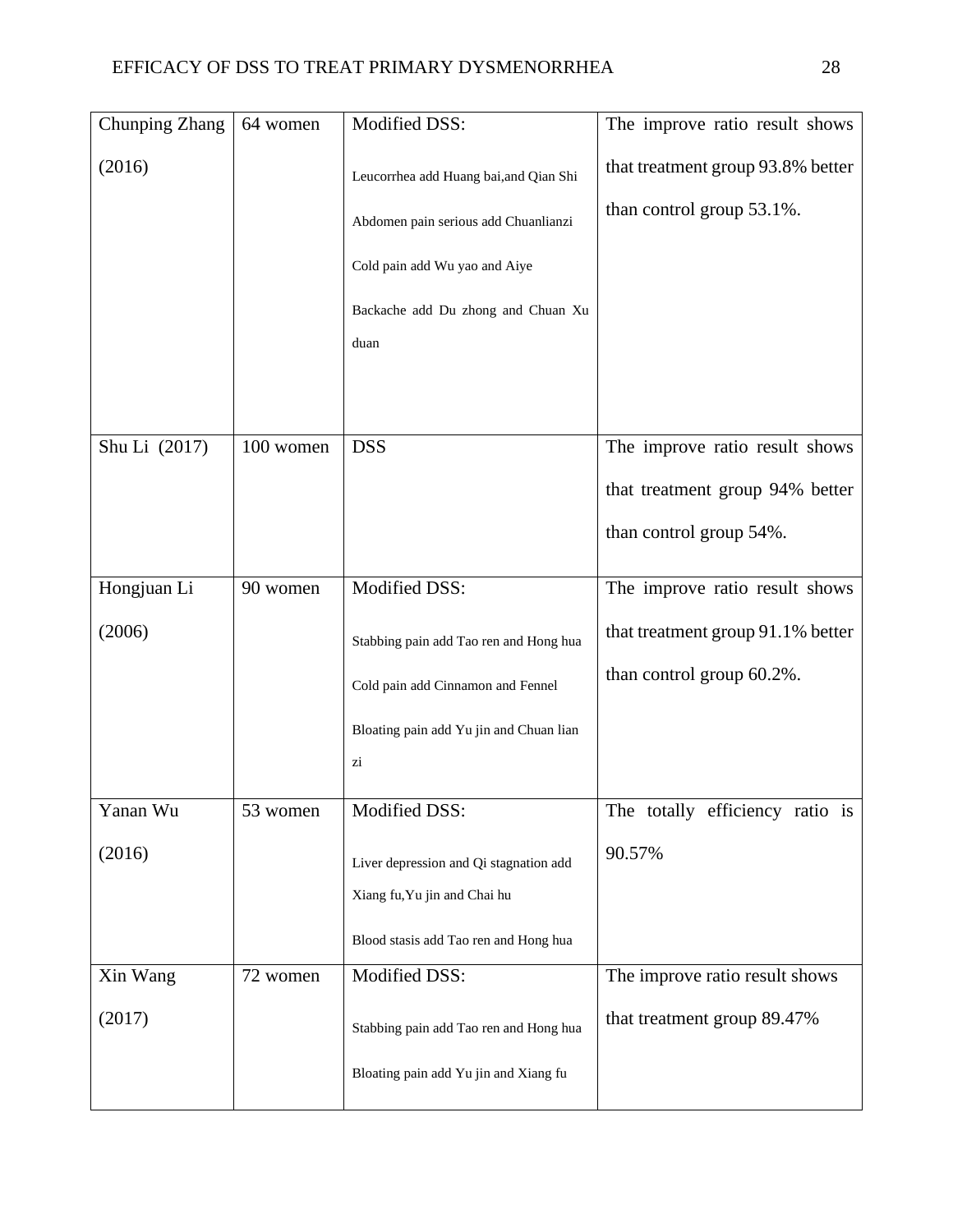| Chunping Zhang (2016) | 64 women | Modified DSS: Leucorrhea add Huang bai,and Qian Shi Abdomen pain serious add Chuanlianzi Cold pain add Wu yao and Aiye Backache add Du zhong and Chuan Xu duan | The improve ratio result shows that treatment group 93.8% better than control group 53.1%. |
|---|---|---|---|
| Shu Li (2017) | 100 women | DSS | The improve ratio result shows that treatment group 94% better than control group 54%. |
| Hongjuan Li (2006) | 90 women | Modified DSS: Stabbing pain add Tao ren and Hong hua Cold pain add Cinnamon and Fennel Bloating pain add Yu jin and Chuan lian zi | The improve ratio result shows that treatment group 91.1% better than control group 60.2%. |
| Yanan Wu (2016) | 53 women | Modified DSS: Liver depression and Qi stagnation add Xiang fu,Yu jin and Chai hu Blood stasis add Tao ren and Hong hua | The totally efficiency ratio is 90.57% |
| Xin Wang (2017) | 72 women | Modified DSS: Stabbing pain add Tao ren and Hong hua Bloating pain add Yu jin and Xiang fu | The improve ratio result shows that treatment group 89.47% |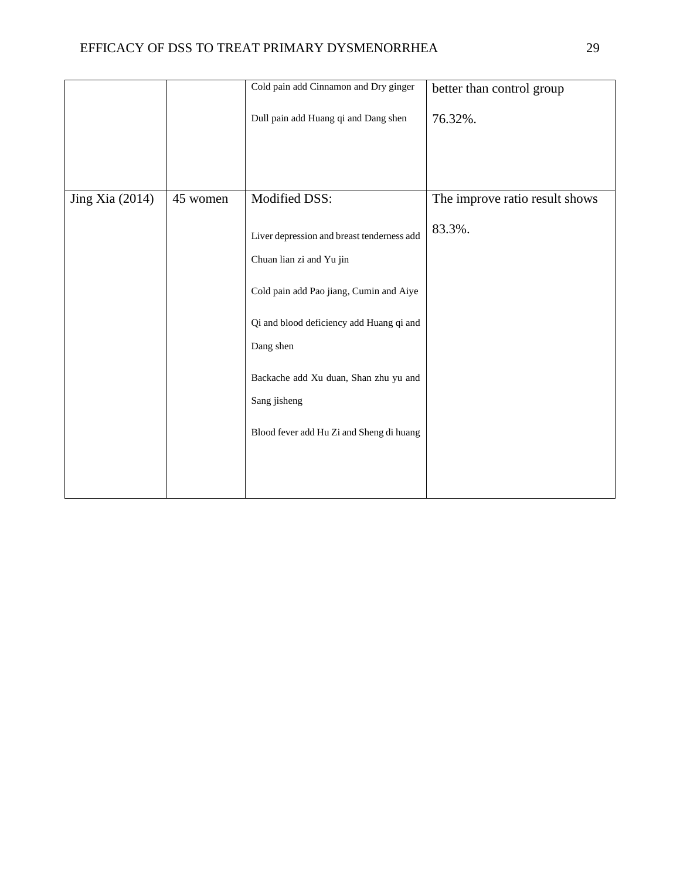| | | | |
|---|---|---|---|
| | | Cold pain add Cinnamon and Dry ginger<br><br>Dull pain add Huang qi and Dang shen | better than control group<br><br>76.32%. |
| Jing Xia (2014) | 45 women | Modified DSS:<br><br>Liver depression and breast tenderness add Chuan lian zi and Yu jin<br><br>Cold pain add Pao jiang, Cumin and Aiye<br><br>Qi and blood deficiency add Huang qi and Dang shen<br><br>Backache add Xu duan, Shan zhu yu and Sang jisheng<br><br>Blood fever add Hu Zi and Sheng di huang | The improve ratio result shows<br><br>83.3%. |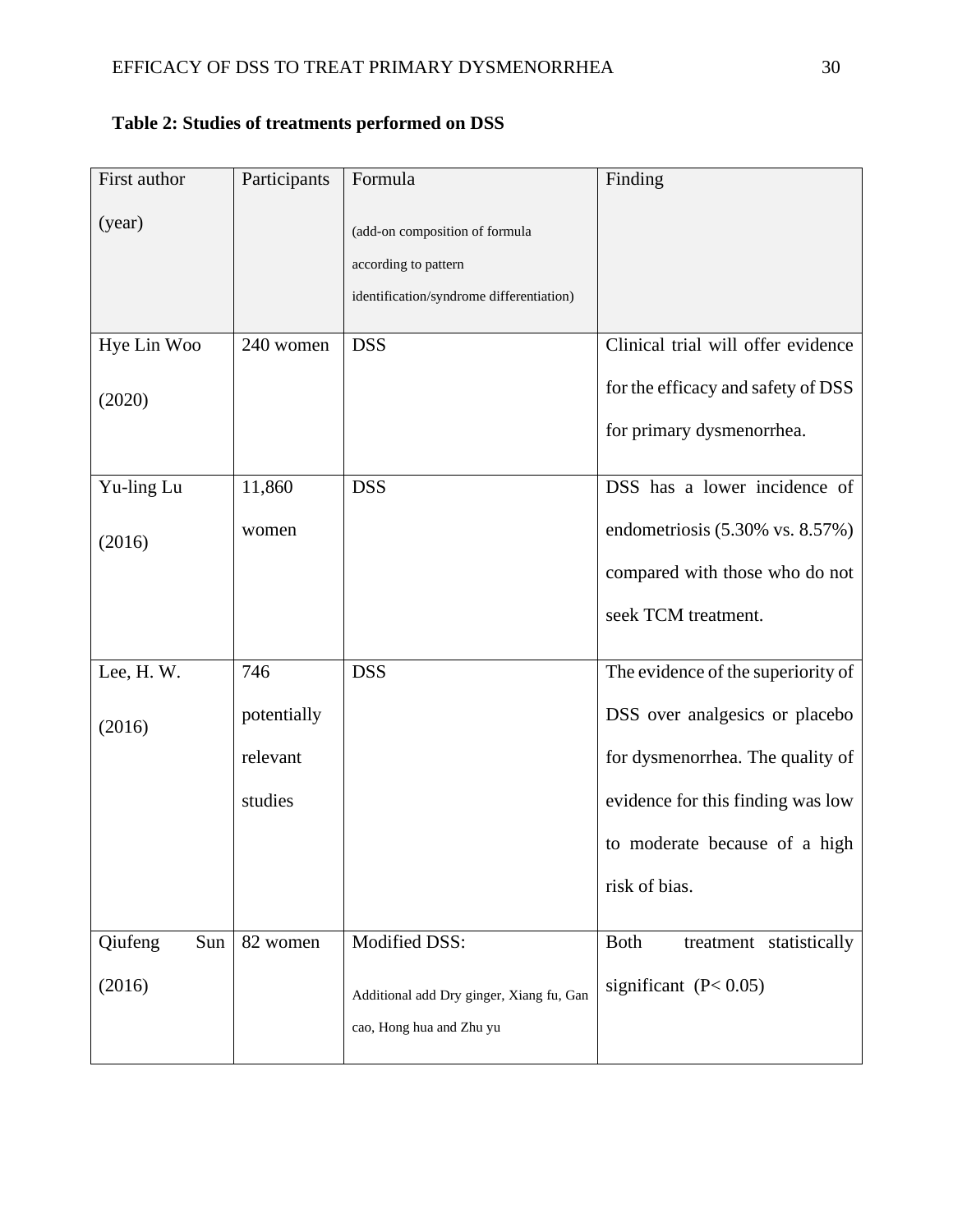**Table 2: Studies of treatments performed on DSS**

| First author (year) | Participants | Formula (add-on composition of formula according to pattern identification/syndrome differentiation) | Finding |
|---|---|---|---|
| Hye Lin Woo (2020) | 240 women | DSS | Clinical trial will offer evidence for the efficacy and safety of DSS for primary dysmenorrhea. |
| Yu-ling Lu (2016) | 11,860 women | DSS | DSS has a lower incidence of endometriosis (5.30% vs. 8.57%) compared with those who do not seek TCM treatment. |
| Lee, H. W. (2016) | 746 potentially relevant studies | DSS | The evidence of the superiority of DSS over analgesics or placebo for dysmenorrhea. The quality of evidence for this finding was low to moderate because of a high risk of bias. |
| Qiufeng Sun (2016) | 82 women | Modified DSS: Additional add Dry ginger, Xiang fu, Gan cao, Hong hua and Zhu yu | Both treatment statistically significant ($P < 0.05$) |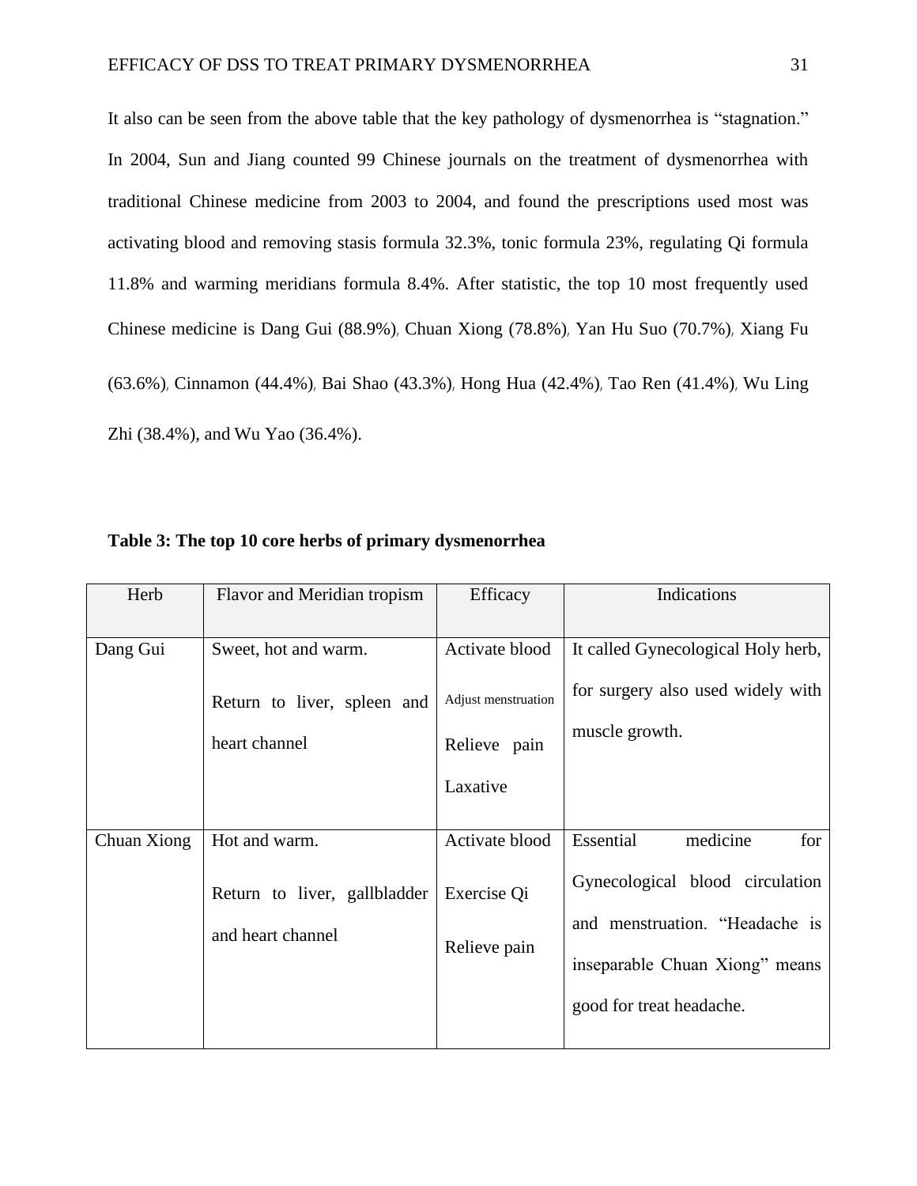It also can be seen from the above table that the key pathology of dysmenorrhea is "stagnation." In 2004, Sun and Jiang counted 99 Chinese journals on the treatment of dysmenorrhea with traditional Chinese medicine from 2003 to 2004, and found the prescriptions used most was activating blood and removing stasis formula 32.3%, tonic formula 23%, regulating Qi formula 11.8% and warming meridians formula 8.4%. After statistic, the top 10 most frequently used Chinese medicine is Dang Gui (88.9%), Chuan Xiong (78.8%), Yan Hu Suo (70.7%), Xiang Fu (63.6%), Cinnamon (44.4%), Bai Shao (43.3%), Hong Hua (42.4%), Tao Ren (41.4%), Wu Ling Zhi (38.4%), and Wu Yao (36.4%).

**Table 3: The top 10 core herbs of primary dysmenorrhea**

| Herb | Flavor and Meridian tropism | Efficacy | Indications |
|---|---|---|---|
| Dang Gui | Sweet, hot and warm.<br>Return to liver, spleen and heart channel | Activate blood<br>Adjust menstruation<br>Relieve pain<br>Laxative | It called Gynecological Holy herb, for surgery also used widely with muscle growth. |
| Chuan Xiong | Hot and warm.<br>Return to liver, gallbladder and heart channel | Activate blood<br>Exercise Qi<br>Relieve pain | Essential medicine for Gynecological blood circulation and menstruation. "Headache is inseparable Chuan Xiong" means good for treat headache. |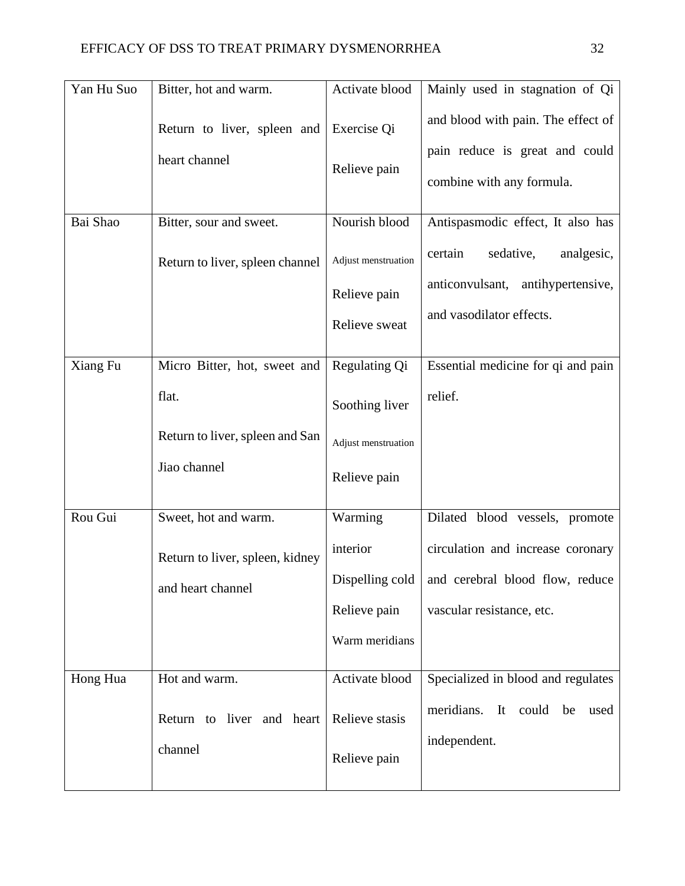| Yan Hu Suo | Bitter, hot and warm.<br>Return to liver, spleen and heart channel | Activate blood<br>Exercise Qi<br>Relieve pain | Mainly used in stagnation of Qi and blood with pain. The effect of pain reduce is great and could combine with any formula. |
|---|---|---|---|
| Bai Shao | Bitter, sour and sweet.<br>Return to liver, spleen channel | Nourish blood<br>Adjust menstruation<br>Relieve pain<br>Relieve sweat | Antispasmodic effect, It also has certain sedative, analgesic, anticonvulsant, antihypertensive, and vasodilator effects. |
| Xiang Fu | Micro Bitter, hot, sweet and flat.<br>Return to liver, spleen and San Jiao channel | Regulating Qi<br>Soothing liver<br>Adjust menstruation<br>Relieve pain | Essential medicine for qi and pain relief. |
| Rou Gui | Sweet, hot and warm.<br>Return to liver, spleen, kidney and heart channel | Warming interior<br>Dispelling cold<br>Relieve pain<br>Warm meridians | Dilated blood vessels, promote circulation and increase coronary and cerebral blood flow, reduce vascular resistance, etc. |
| Hong Hua | Hot and warm.<br>Return to liver and heart channel | Activate blood<br>Relieve stasis<br>Relieve pain | Specialized in blood and regulates meridians. It could be used independent. |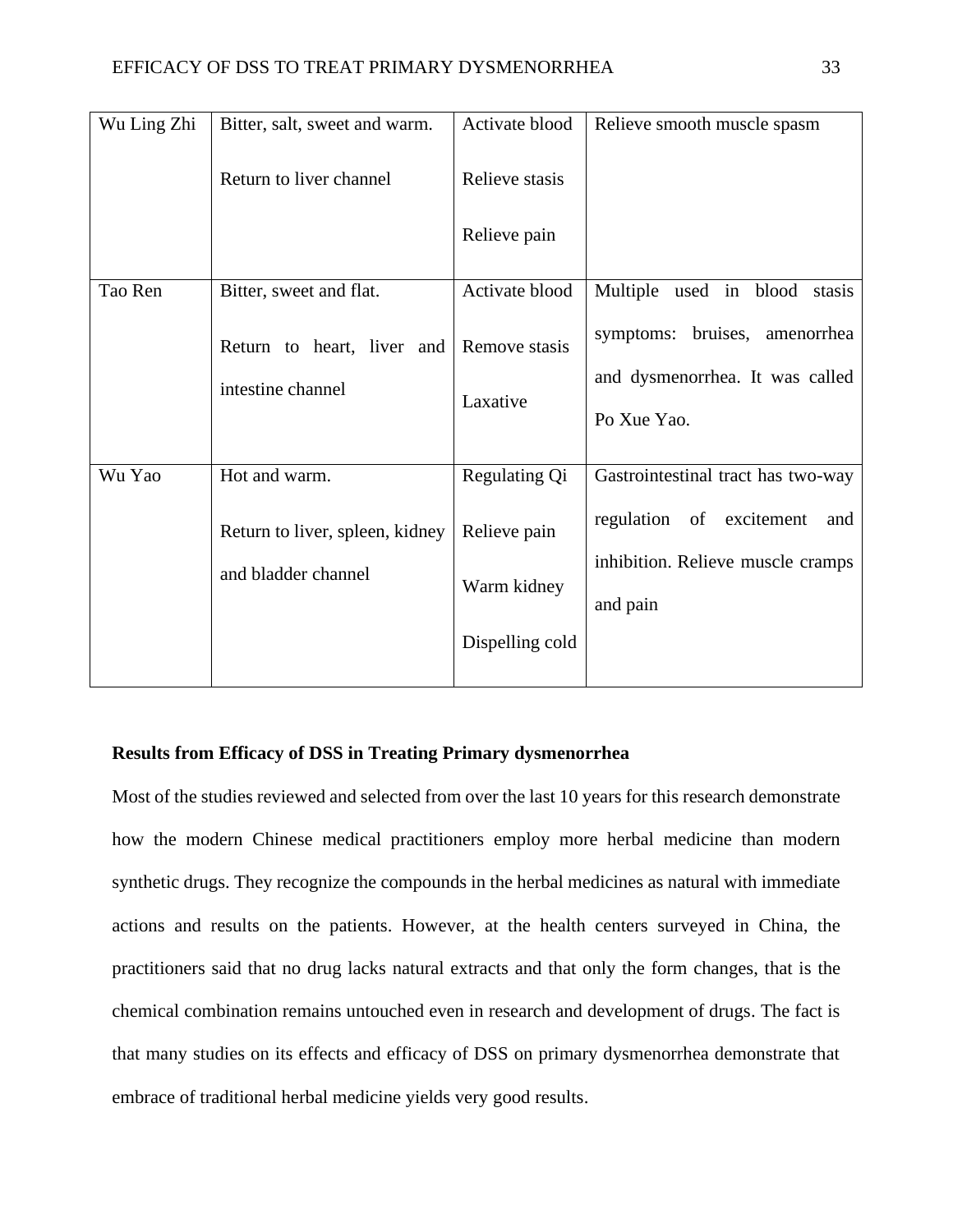| Wu Ling Zhi | Bitter, salt, sweet and warm.<br><br>Return to liver channel | Activate blood<br><br>Relieve stasis<br><br>Relieve pain | Relieve smooth muscle spasm |
|---|---|---|---|
| Tao Ren | Bitter, sweet and flat.<br><br>Return to heart, liver and intestine channel | Activate blood<br><br>Remove stasis<br><br>Laxative | Multiple used in blood stasis symptoms: bruises, amenorrhea and dysmenorrhea. It was called Po Xue Yao. |
| Wu Yao | Hot and warm.<br><br>Return to liver, spleen, kidney and bladder channel | Regulating Qi<br><br>Relieve pain<br><br>Warm kidney<br><br>Dispelling cold | Gastrointestinal tract has two-way regulation of excitement and inhibition. Relieve muscle cramps and pain |

**Results from Efficacy of DSS in Treating Primary dysmenorrhea**

Most of the studies reviewed and selected from over the last 10 years for this research demonstrate how the modern Chinese medical practitioners employ more herbal medicine than modern synthetic drugs. They recognize the compounds in the herbal medicines as natural with immediate actions and results on the patients. However, at the health centers surveyed in China, the practitioners said that no drug lacks natural extracts and that only the form changes, that is the chemical combination remains untouched even in research and development of drugs. The fact is that many studies on its effects and efficacy of DSS on primary dysmenorrhea demonstrate that embrace of traditional herbal medicine yields very good results.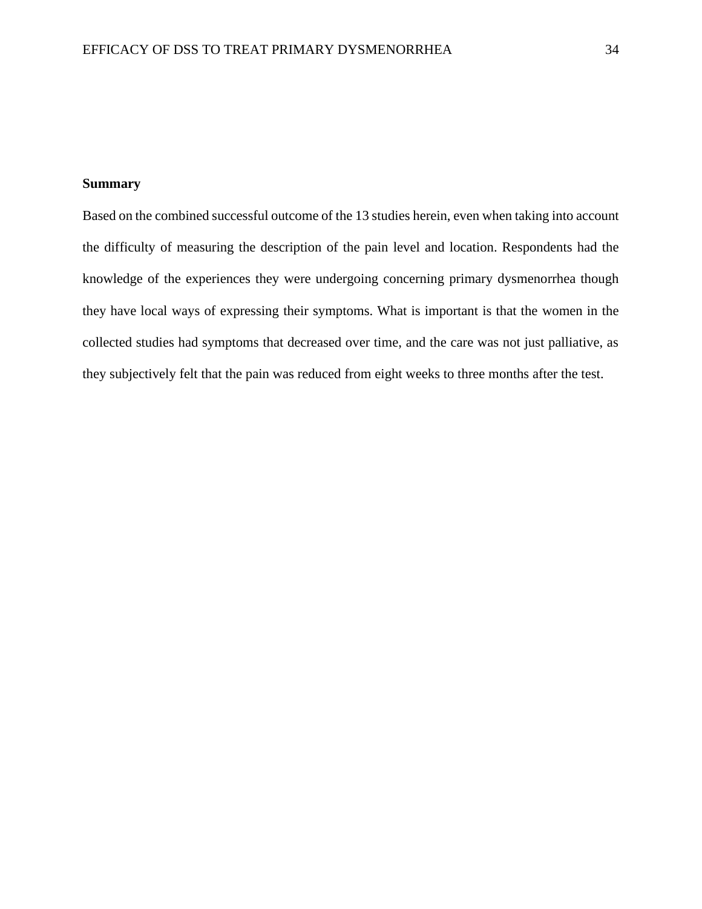**Summary**

Based on the combined successful outcome of the 13 studies herein, even when taking into account the difficulty of measuring the description of the pain level and location. Respondents had the knowledge of the experiences they were undergoing concerning primary dysmenorrhea though they have local ways of expressing their symptoms. What is important is that the women in the collected studies had symptoms that decreased over time, and the care was not just palliative, as they subjectively felt that the pain was reduced from eight weeks to three months after the test.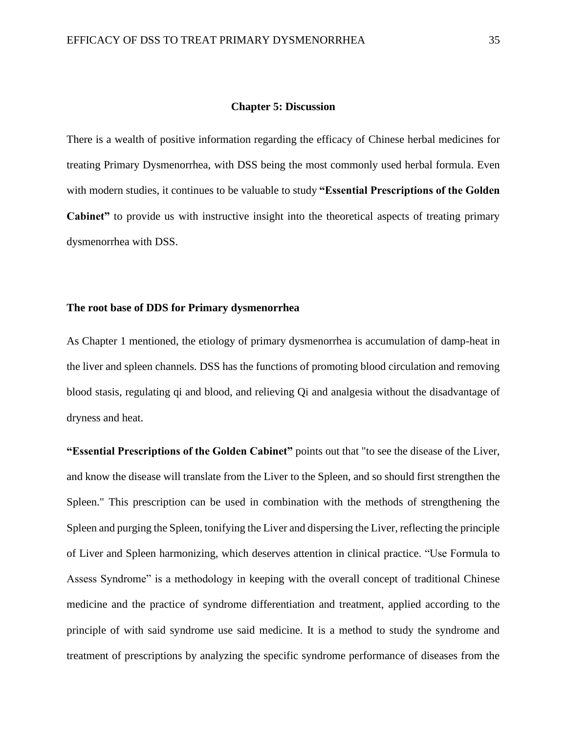## Chapter 5: Discussion

There is a wealth of positive information regarding the efficacy of Chinese herbal medicines for treating Primary Dysmenorrhea, with DSS being the most commonly used herbal formula. Even with modern studies, it continues to be valuable to study **"Essential Prescriptions of the Golden Cabinet"** to provide us with instructive insight into the theoretical aspects of treating primary dysmenorrhea with DSS.

### The root base of DDS for Primary dysmenorrhea

As Chapter 1 mentioned, the etiology of primary dysmenorrhea is accumulation of damp-heat in the liver and spleen channels. DSS has the functions of promoting blood circulation and removing blood stasis, regulating qi and blood, and relieving Qi and analgesia without the disadvantage of dryness and heat.

**"Essential Prescriptions of the Golden Cabinet"** points out that "to see the disease of the Liver, and know the disease will translate from the Liver to the Spleen, and so should first strengthen the Spleen." This prescription can be used in combination with the methods of strengthening the Spleen and purging the Spleen, tonifying the Liver and dispersing the Liver, reflecting the principle of Liver and Spleen harmonizing, which deserves attention in clinical practice. "Use Formula to Assess Syndrome" is a methodology in keeping with the overall concept of traditional Chinese medicine and the practice of syndrome differentiation and treatment, applied according to the principle of with said syndrome use said medicine. It is a method to study the syndrome and treatment of prescriptions by analyzing the specific syndrome performance of diseases from the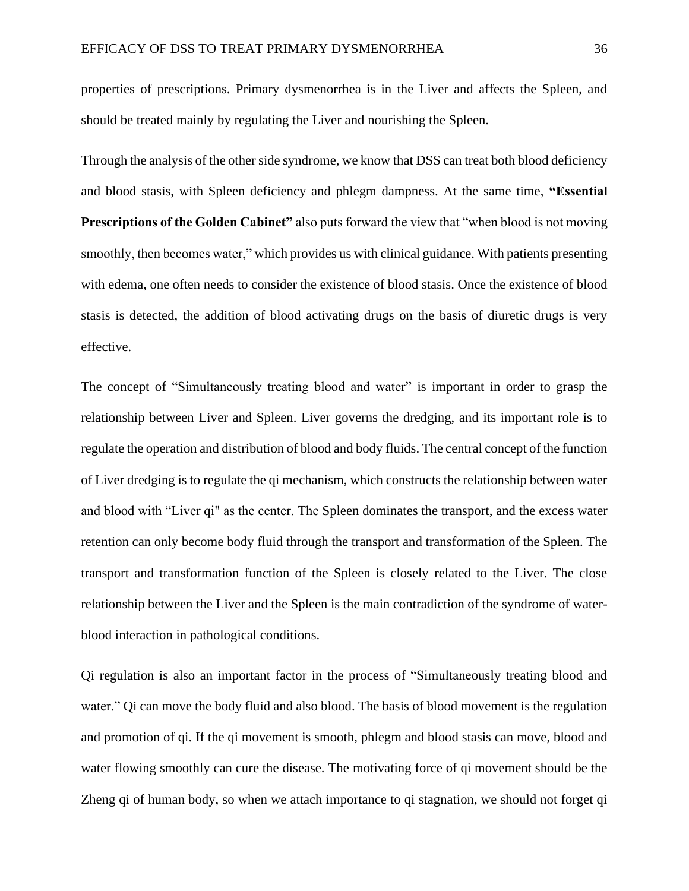properties of prescriptions. Primary dysmenorrhea is in the Liver and affects the Spleen, and should be treated mainly by regulating the Liver and nourishing the Spleen.

Through the analysis of the other side syndrome, we know that DSS can treat both blood deficiency and blood stasis, with Spleen deficiency and phlegm dampness. At the same time, **"Essential Prescriptions of the Golden Cabinet"** also puts forward the view that "when blood is not moving smoothly, then becomes water," which provides us with clinical guidance. With patients presenting with edema, one often needs to consider the existence of blood stasis. Once the existence of blood stasis is detected, the addition of blood activating drugs on the basis of diuretic drugs is very effective.

The concept of "Simultaneously treating blood and water" is important in order to grasp the relationship between Liver and Spleen. Liver governs the dredging, and its important role is to regulate the operation and distribution of blood and body fluids. The central concept of the function of Liver dredging is to regulate the qi mechanism, which constructs the relationship between water and blood with "Liver qi" as the center. The Spleen dominates the transport, and the excess water retention can only become body fluid through the transport and transformation of the Spleen. The transport and transformation function of the Spleen is closely related to the Liver. The close relationship between the Liver and the Spleen is the main contradiction of the syndrome of water-blood interaction in pathological conditions.

Qi regulation is also an important factor in the process of "Simultaneously treating blood and water." Qi can move the body fluid and also blood. The basis of blood movement is the regulation and promotion of qi. If the qi movement is smooth, phlegm and blood stasis can move, blood and water flowing smoothly can cure the disease. The motivating force of qi movement should be the Zheng qi of human body, so when we attach importance to qi stagnation, we should not forget qi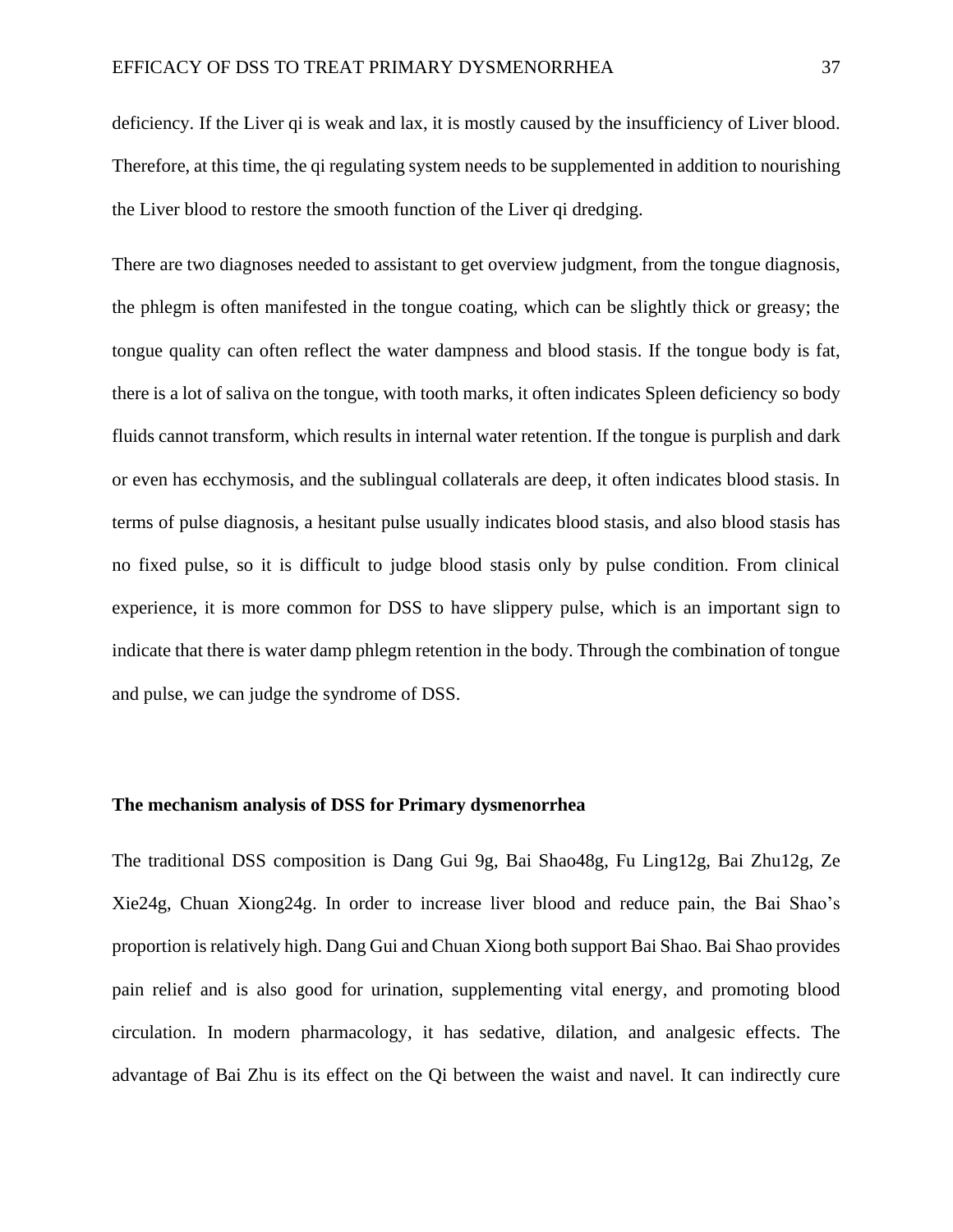deficiency. If the Liver qi is weak and lax, it is mostly caused by the insufficiency of Liver blood. Therefore, at this time, the qi regulating system needs to be supplemented in addition to nourishing the Liver blood to restore the smooth function of the Liver qi dredging.

There are two diagnoses needed to assistant to get overview judgment, from the tongue diagnosis, the phlegm is often manifested in the tongue coating, which can be slightly thick or greasy; the tongue quality can often reflect the water dampness and blood stasis. If the tongue body is fat, there is a lot of saliva on the tongue, with tooth marks, it often indicates Spleen deficiency so body fluids cannot transform, which results in internal water retention. If the tongue is purplish and dark or even has ecchymosis, and the sublingual collaterals are deep, it often indicates blood stasis. In terms of pulse diagnosis, a hesitant pulse usually indicates blood stasis, and also blood stasis has no fixed pulse, so it is difficult to judge blood stasis only by pulse condition. From clinical experience, it is more common for DSS to have slippery pulse, which is an important sign to indicate that there is water damp phlegm retention in the body. Through the combination of tongue and pulse, we can judge the syndrome of DSS.

**The mechanism analysis of DSS for Primary dysmenorrhea**

The traditional DSS composition is Dang Gui 9g, Bai Shao48g, Fu Ling12g, Bai Zhu12g, Ze Xie24g, Chuan Xiong24g. In order to increase liver blood and reduce pain, the Bai Shao's proportion is relatively high. Dang Gui and Chuan Xiong both support Bai Shao. Bai Shao provides pain relief and is also good for urination, supplementing vital energy, and promoting blood circulation. In modern pharmacology, it has sedative, dilation, and analgesic effects. The advantage of Bai Zhu is its effect on the Qi between the waist and navel. It can indirectly cure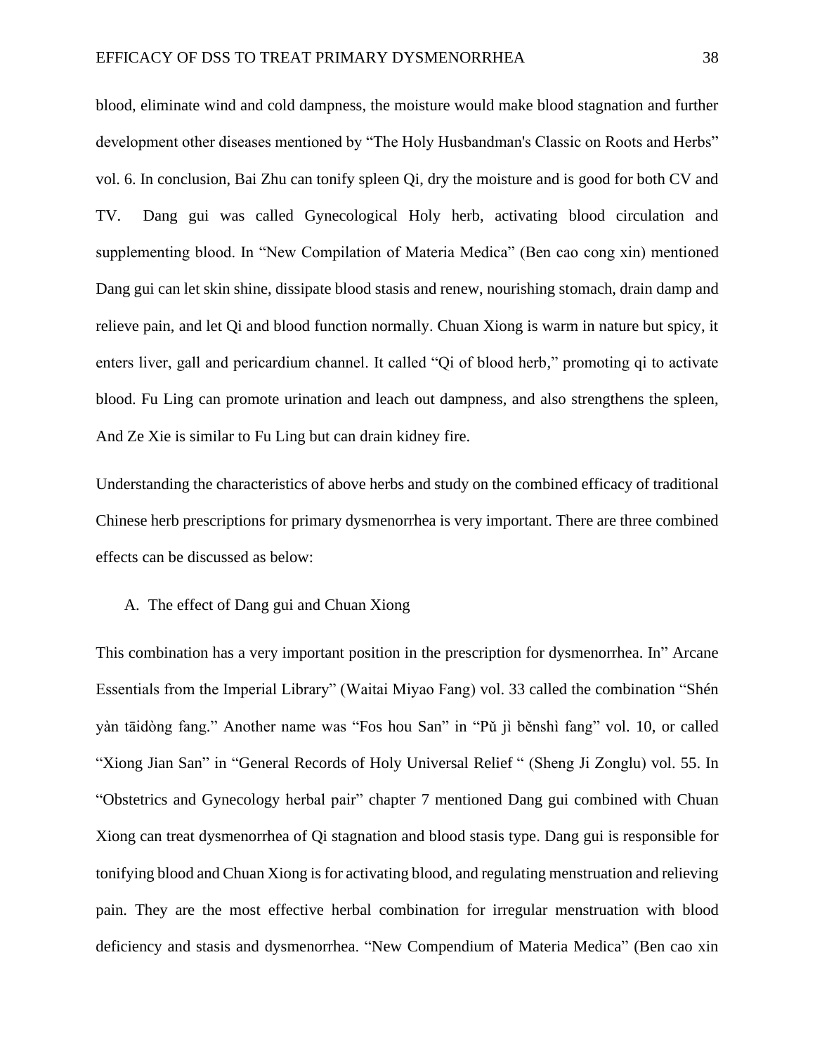blood, eliminate wind and cold dampness, the moisture would make blood stagnation and further development other diseases mentioned by "The Holy Husbandman's Classic on Roots and Herbs" vol. 6. In conclusion, Bai Zhu can tonify spleen Qi, dry the moisture and is good for both CV and TV. Dang gui was called Gynecological Holy herb, activating blood circulation and supplementing blood. In "New Compilation of Materia Medica" (Ben cao cong xin) mentioned Dang gui can let skin shine, dissipate blood stasis and renew, nourishing stomach, drain damp and relieve pain, and let Qi and blood function normally. Chuan Xiong is warm in nature but spicy, it enters liver, gall and pericardium channel. It called "Qi of blood herb," promoting qi to activate blood. Fu Ling can promote urination and leach out dampness, and also strengthens the spleen, And Ze Xie is similar to Fu Ling but can drain kidney fire.

Understanding the characteristics of above herbs and study on the combined efficacy of traditional Chinese herb prescriptions for primary dysmenorrhea is very important. There are three combined effects can be discussed as below:

A. The effect of Dang gui and Chuan Xiong

This combination has a very important position in the prescription for dysmenorrhea. In" Arcane Essentials from the Imperial Library" (Waitai Miyao Fang) vol. 33 called the combination "Shén yàn tāidòng fang." Another name was "Fos hou San" in "Pǔ jì běnshì fang" vol. 10, or called "Xiong Jian San" in "General Records of Holy Universal Relief " (Sheng Ji Zonglu) vol. 55. In "Obstetrics and Gynecology herbal pair" chapter 7 mentioned Dang gui combined with Chuan Xiong can treat dysmenorrhea of Qi stagnation and blood stasis type. Dang gui is responsible for tonifying blood and Chuan Xiong is for activating blood, and regulating menstruation and relieving pain. They are the most effective herbal combination for irregular menstruation with blood deficiency and stasis and dysmenorrhea. "New Compendium of Materia Medica" (Ben cao xin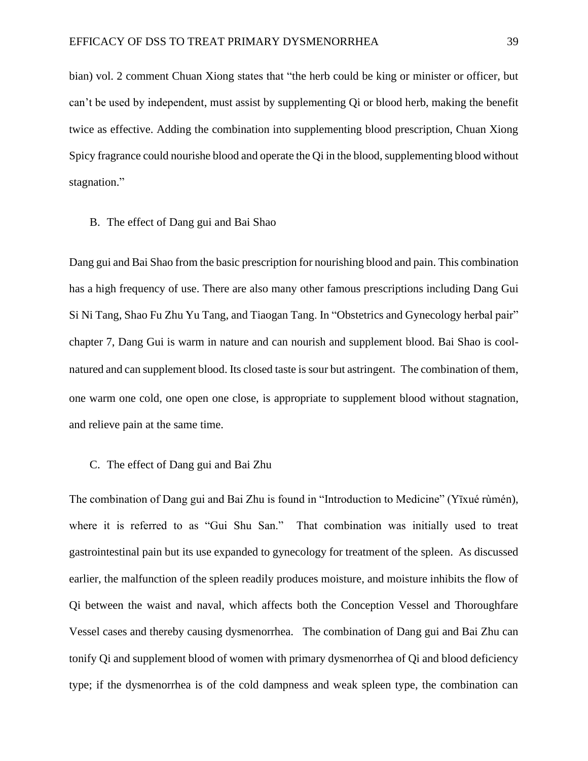bian) vol. 2 comment Chuan Xiong states that "the herb could be king or minister or officer, but can't be used by independent, must assist by supplementing Qi or blood herb, making the benefit twice as effective. Adding the combination into supplementing blood prescription, Chuan Xiong Spicy fragrance could nourishe blood and operate the Qi in the blood, supplementing blood without stagnation."

B. The effect of Dang gui and Bai Shao

Dang gui and Bai Shao from the basic prescription for nourishing blood and pain. This combination has a high frequency of use. There are also many other famous prescriptions including Dang Gui Si Ni Tang, Shao Fu Zhu Yu Tang, and Tiaogan Tang. In "Obstetrics and Gynecology herbal pair" chapter 7, Dang Gui is warm in nature and can nourish and supplement blood. Bai Shao is cool-natured and can supplement blood. Its closed taste is sour but astringent. The combination of them, one warm one cold, one open one close, is appropriate to supplement blood without stagnation, and relieve pain at the same time.

C. The effect of Dang gui and Bai Zhu

The combination of Dang gui and Bai Zhu is found in "Introduction to Medicine" (Yīxué rùmén), where it is referred to as "Gui Shu San." That combination was initially used to treat gastrointestinal pain but its use expanded to gynecology for treatment of the spleen. As discussed earlier, the malfunction of the spleen readily produces moisture, and moisture inhibits the flow of Qi between the waist and naval, which affects both the Conception Vessel and Thoroughfare Vessel cases and thereby causing dysmenorrhea. The combination of Dang gui and Bai Zhu can tonify Qi and supplement blood of women with primary dysmenorrhea of Qi and blood deficiency type; if the dysmenorrhea is of the cold dampness and weak spleen type, the combination can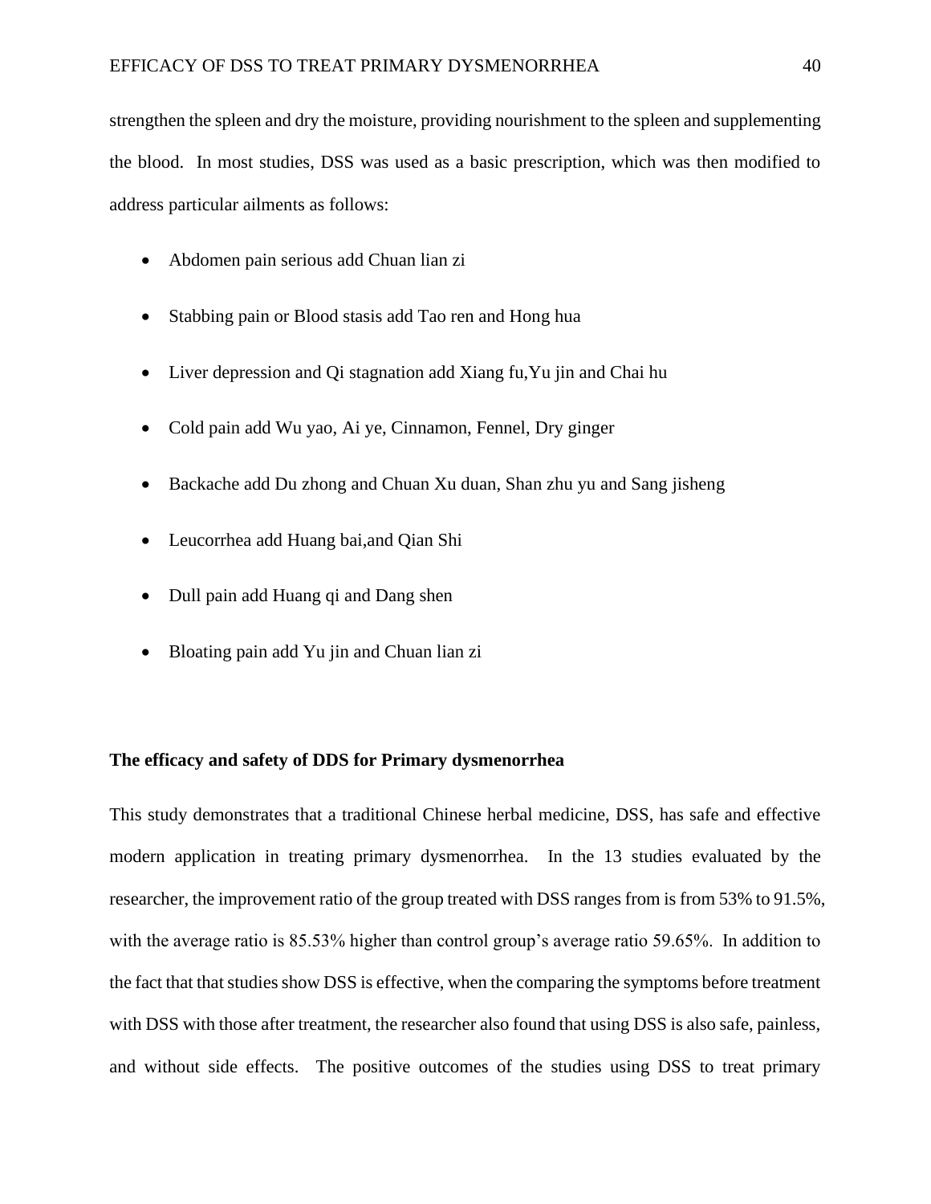strengthen the spleen and dry the moisture, providing nourishment to the spleen and supplementing the blood. In most studies, DSS was used as a basic prescription, which was then modified to address particular ailments as follows:

- Abdomen pain serious add Chuan lian zi
- Stabbing pain or Blood stasis add Tao ren and Hong hua
- Liver depression and Qi stagnation add Xiang fu,Yu jin and Chai hu
- Cold pain add Wu yao, Ai ye, Cinnamon, Fennel, Dry ginger
- Backache add Du zhong and Chuan Xu duan, Shan zhu yu and Sang jisheng
- Leucorrhea add Huang bai,and Qian Shi
- Dull pain add Huang qi and Dang shen
- Bloating pain add Yu jin and Chuan lian zi

**The efficacy and safety of DDS for Primary dysmenorrhea**

This study demonstrates that a traditional Chinese herbal medicine, DSS, has safe and effective modern application in treating primary dysmenorrhea. In the 13 studies evaluated by the researcher, the improvement ratio of the group treated with DSS ranges from is from 53% to 91.5%, with the average ratio is 85.53% higher than control group's average ratio 59.65%. In addition to the fact that that studies show DSS is effective, when the comparing the symptoms before treatment with DSS with those after treatment, the researcher also found that using DSS is also safe, painless, and without side effects. The positive outcomes of the studies using DSS to treat primary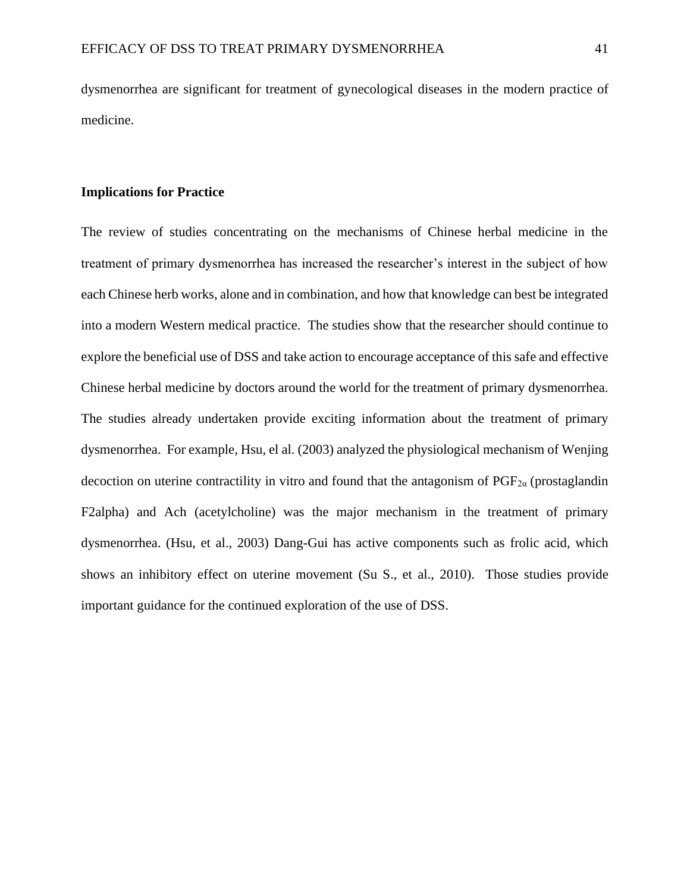dysmenorrhea are significant for treatment of gynecological diseases in the modern practice of medicine.

## Implications for Practice

The review of studies concentrating on the mechanisms of Chinese herbal medicine in the treatment of primary dysmenorrhea has increased the researcher's interest in the subject of how each Chinese herb works, alone and in combination, and how that knowledge can best be integrated into a modern Western medical practice. The studies show that the researcher should continue to explore the beneficial use of DSS and take action to encourage acceptance of this safe and effective Chinese herbal medicine by doctors around the world for the treatment of primary dysmenorrhea. The studies already undertaken provide exciting information about the treatment of primary dysmenorrhea. For example, Hsu, el al. (2003) analyzed the physiological mechanism of Wenjing decoction on uterine contractility in vitro and found that the antagonism of $PGF_{2\alpha}$ (prostaglandin F2alpha) and Ach (acetylcholine) was the major mechanism in the treatment of primary dysmenorrhea. (Hsu, et al., 2003) Dang-Gui has active components such as frolic acid, which shows an inhibitory effect on uterine movement (Su S., et al., 2010). Those studies provide important guidance for the continued exploration of the use of DSS.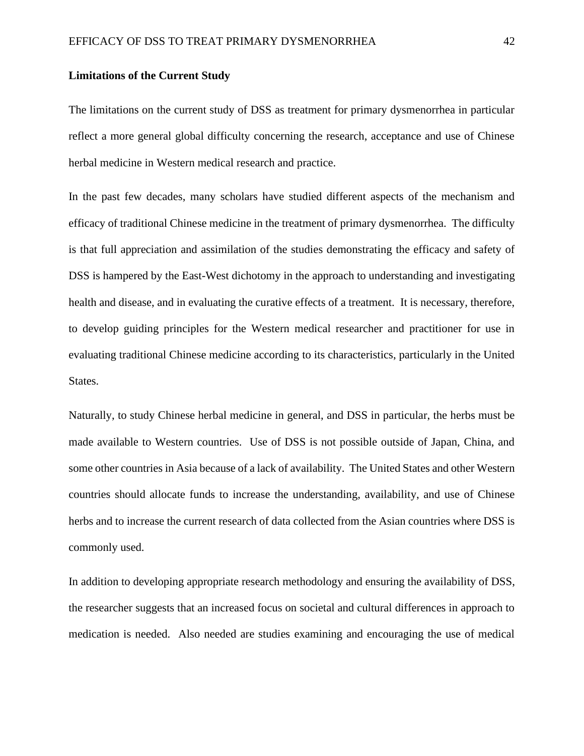**Limitations of the Current Study**

The limitations on the current study of DSS as treatment for primary dysmenorrhea in particular reflect a more general global difficulty concerning the research, acceptance and use of Chinese herbal medicine in Western medical research and practice.

In the past few decades, many scholars have studied different aspects of the mechanism and efficacy of traditional Chinese medicine in the treatment of primary dysmenorrhea. The difficulty is that full appreciation and assimilation of the studies demonstrating the efficacy and safety of DSS is hampered by the East-West dichotomy in the approach to understanding and investigating health and disease, and in evaluating the curative effects of a treatment. It is necessary, therefore, to develop guiding principles for the Western medical researcher and practitioner for use in evaluating traditional Chinese medicine according to its characteristics, particularly in the United States.

Naturally, to study Chinese herbal medicine in general, and DSS in particular, the herbs must be made available to Western countries. Use of DSS is not possible outside of Japan, China, and some other countries in Asia because of a lack of availability. The United States and other Western countries should allocate funds to increase the understanding, availability, and use of Chinese herbs and to increase the current research of data collected from the Asian countries where DSS is commonly used.

In addition to developing appropriate research methodology and ensuring the availability of DSS, the researcher suggests that an increased focus on societal and cultural differences in approach to medication is needed. Also needed are studies examining and encouraging the use of medical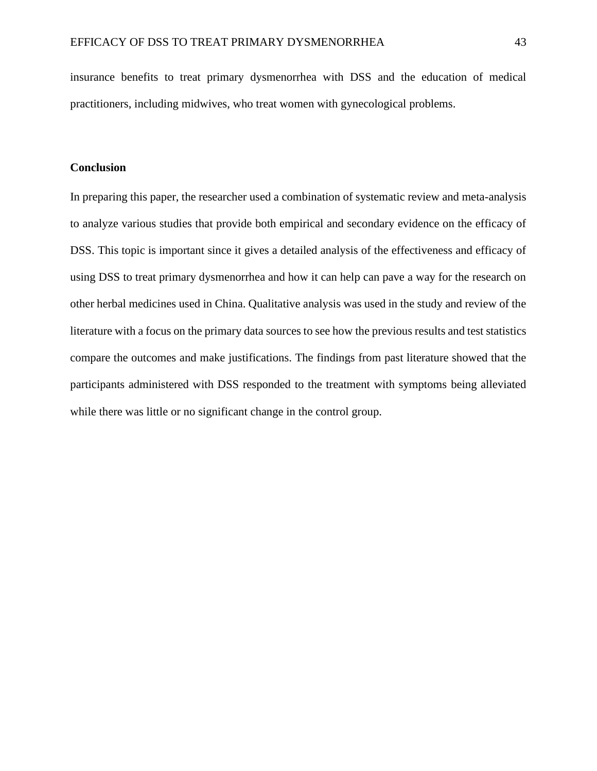insurance benefits to treat primary dysmenorrhea with DSS and the education of medical practitioners, including midwives, who treat women with gynecological problems.

## Conclusion

In preparing this paper, the researcher used a combination of systematic review and meta-analysis to analyze various studies that provide both empirical and secondary evidence on the efficacy of DSS. This topic is important since it gives a detailed analysis of the effectiveness and efficacy of using DSS to treat primary dysmenorrhea and how it can help can pave a way for the research on other herbal medicines used in China. Qualitative analysis was used in the study and review of the literature with a focus on the primary data sources to see how the previous results and test statistics compare the outcomes and make justifications. The findings from past literature showed that the participants administered with DSS responded to the treatment with symptoms being alleviated while there was little or no significant change in the control group.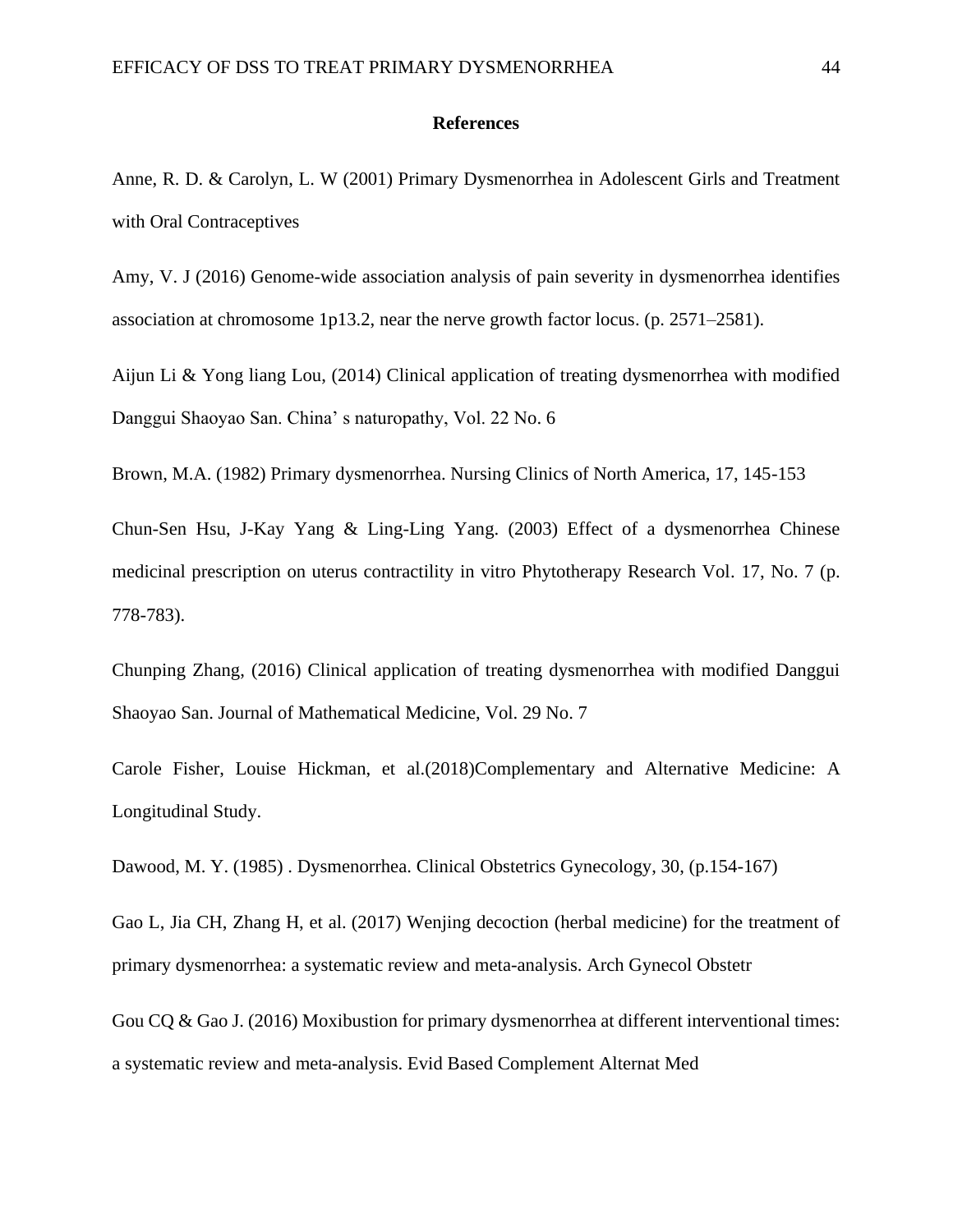## References

Anne, R. D. & Carolyn, L. W (2001) Primary Dysmenorrhea in Adolescent Girls and Treatment with Oral Contraceptives

Amy, V. J (2016) Genome-wide association analysis of pain severity in dysmenorrhea identifies association at chromosome 1p13.2, near the nerve growth factor locus. (p. 2571–2581).

Aijun Li & Yong liang Lou, (2014) Clinical application of treating dysmenorrhea with modified Danggui Shaoyao San. China' s naturopathy, Vol. 22 No. 6

Brown, M.A. (1982) Primary dysmenorrhea. Nursing Clinics of North America, 17, 145-153

Chun-Sen Hsu, J-Kay Yang & Ling-Ling Yang. (2003) Effect of a dysmenorrhea Chinese medicinal prescription on uterus contractility in vitro Phytotherapy Research Vol. 17, No. 7 (p. 778-783).

Chunping Zhang, (2016) Clinical application of treating dysmenorrhea with modified Danggui Shaoyao San. Journal of Mathematical Medicine, Vol. 29 No. 7

Carole Fisher, Louise Hickman, et al.(2018)Complementary and Alternative Medicine: A Longitudinal Study.

Dawood, M. Y. (1985) . Dysmenorrhea. Clinical Obstetrics Gynecology, 30, (p.154-167)

Gao L, Jia CH, Zhang H, et al. (2017) Wenjing decoction (herbal medicine) for the treatment of primary dysmenorrhea: a systematic review and meta-analysis. Arch Gynecol Obstetr

Gou CQ & Gao J. (2016) Moxibustion for primary dysmenorrhea at different interventional times: a systematic review and meta-analysis. Evid Based Complement Alternat Med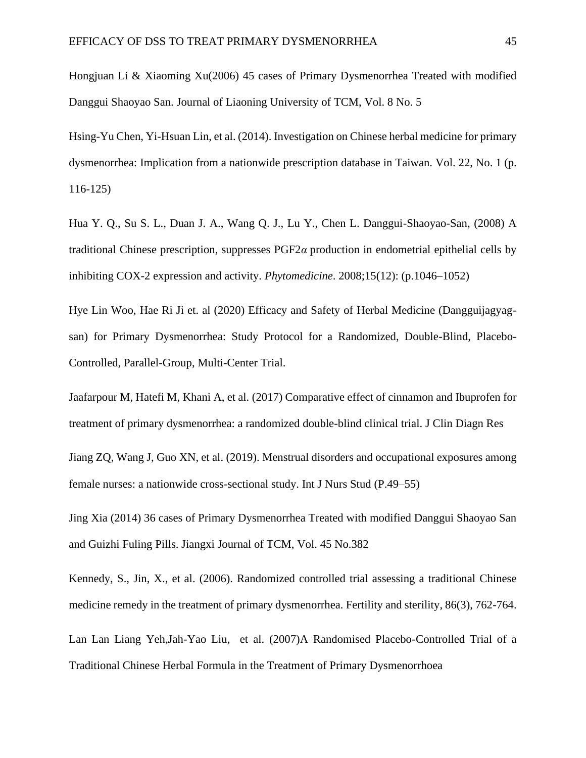Hongjuan Li & Xiaoming Xu(2006) 45 cases of Primary Dysmenorrhea Treated with modified Danggui Shaoyao San. Journal of Liaoning University of TCM, Vol. 8 No. 5

Hsing-Yu Chen, Yi-Hsuan Lin, et al. (2014). Investigation on Chinese herbal medicine for primary dysmenorrhea: Implication from a nationwide prescription database in Taiwan. Vol. 22, No. 1 (p. 116-125)

Hua Y. Q., Su S. L., Duan J. A., Wang Q. J., Lu Y., Chen L. Danggui-Shaoyao-San, (2008) A traditional Chinese prescription, suppresses PGF2$\alpha$ production in endometrial epithelial cells by inhibiting COX-2 expression and activity. *Phytomedicine*. 2008;15(12): (p.1046–1052)

Hye Lin Woo, Hae Ri Ji et. al (2020) Efficacy and Safety of Herbal Medicine (Dangguijagyag-san) for Primary Dysmenorrhea: Study Protocol for a Randomized, Double-Blind, Placebo-Controlled, Parallel-Group, Multi-Center Trial.

Jaafarpour M, Hatefi M, Khani A, et al. (2017) Comparative effect of cinnamon and Ibuprofen for treatment of primary dysmenorrhea: a randomized double-blind clinical trial. J Clin Diagn Res

Jiang ZQ, Wang J, Guo XN, et al. (2019). Menstrual disorders and occupational exposures among female nurses: a nationwide cross-sectional study. Int J Nurs Stud (P.49–55)

Jing Xia (2014) 36 cases of Primary Dysmenorrhea Treated with modified Danggui Shaoyao San and Guizhi Fuling Pills. Jiangxi Journal of TCM, Vol. 45 No.382

Kennedy, S., Jin, X., et al. (2006). Randomized controlled trial assessing a traditional Chinese medicine remedy in the treatment of primary dysmenorrhea. Fertility and sterility, 86(3), 762-764.

Lan Lan Liang Yeh,Jah-Yao Liu, et al. (2007)A Randomised Placebo-Controlled Trial of a Traditional Chinese Herbal Formula in the Treatment of Primary Dysmenorrhoea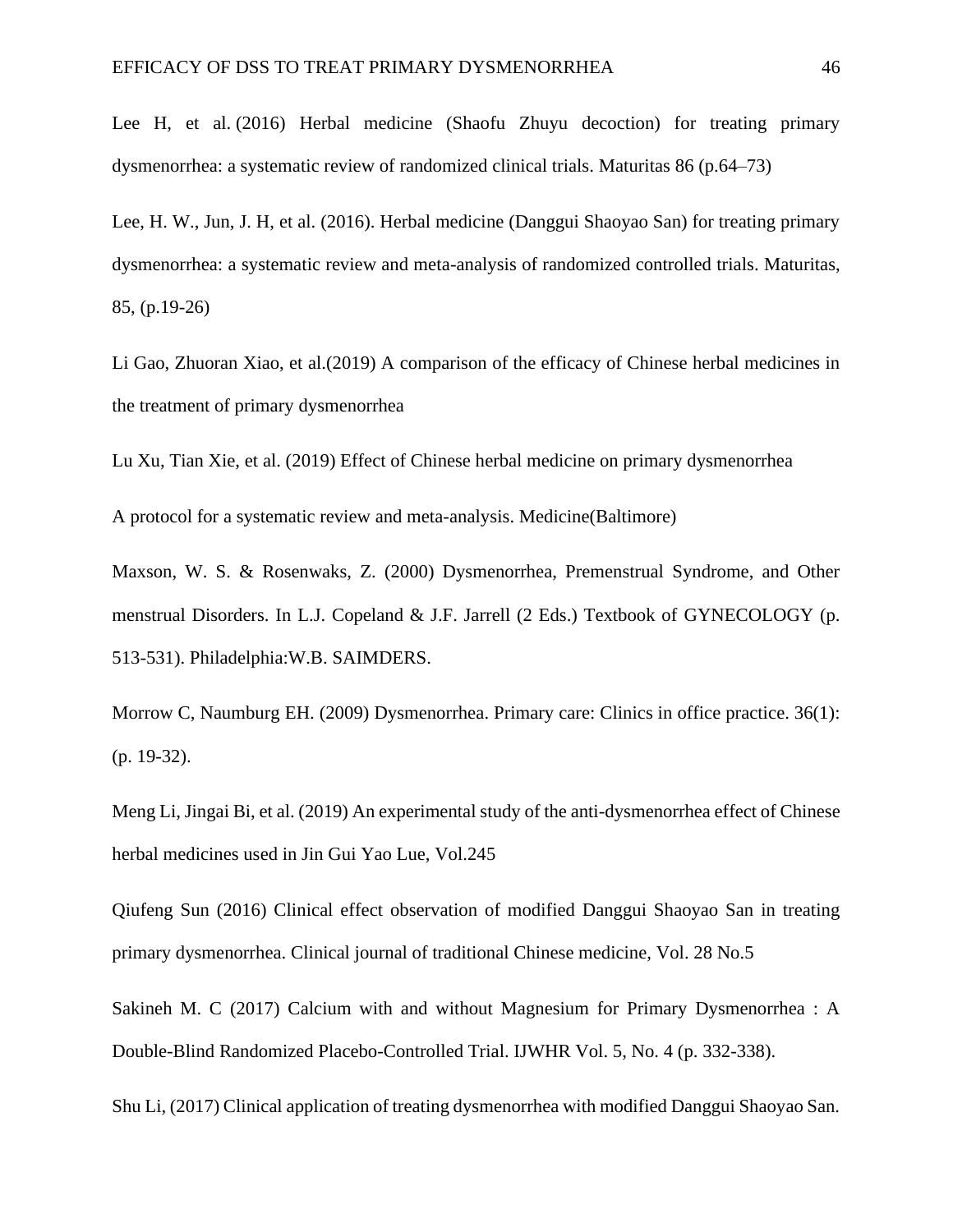Lee H, et al. (2016) Herbal medicine (Shaofu Zhuyu decoction) for treating primary dysmenorrhea: a systematic review of randomized clinical trials. Maturitas 86 (p.64–73)

Lee, H. W., Jun, J. H, et al. (2016). Herbal medicine (Danggui Shaoyao San) for treating primary dysmenorrhea: a systematic review and meta-analysis of randomized controlled trials. Maturitas, 85, (p.19-26)

Li Gao, Zhuoran Xiao, et al.(2019) A comparison of the efficacy of Chinese herbal medicines in the treatment of primary dysmenorrhea

Lu Xu, Tian Xie, et al. (2019) Effect of Chinese herbal medicine on primary dysmenorrhea

A protocol for a systematic review and meta-analysis. Medicine(Baltimore)

Maxson, W. S. & Rosenwaks, Z. (2000) Dysmenorrhea, Premenstrual Syndrome, and Other menstrual Disorders. In L.J. Copeland & J.F. Jarrell (2 Eds.) Textbook of GYNECOLOGY (p. 513-531). Philadelphia:W.B. SAIMDERS.

Morrow C, Naumburg EH. (2009) Dysmenorrhea. Primary care: Clinics in office practice. 36(1): (p. 19-32).

Meng Li, Jingai Bi, et al. (2019) An experimental study of the anti-dysmenorrhea effect of Chinese herbal medicines used in Jin Gui Yao Lue, Vol.245

Qiufeng Sun (2016) Clinical effect observation of modified Danggui Shaoyao San in treating primary dysmenorrhea. Clinical journal of traditional Chinese medicine, Vol. 28 No.5

Sakineh M. C (2017) Calcium with and without Magnesium for Primary Dysmenorrhea : A Double-Blind Randomized Placebo-Controlled Trial. IJWHR Vol. 5, No. 4 (p. 332-338).

Shu Li, (2017) Clinical application of treating dysmenorrhea with modified Danggui Shaoyao San.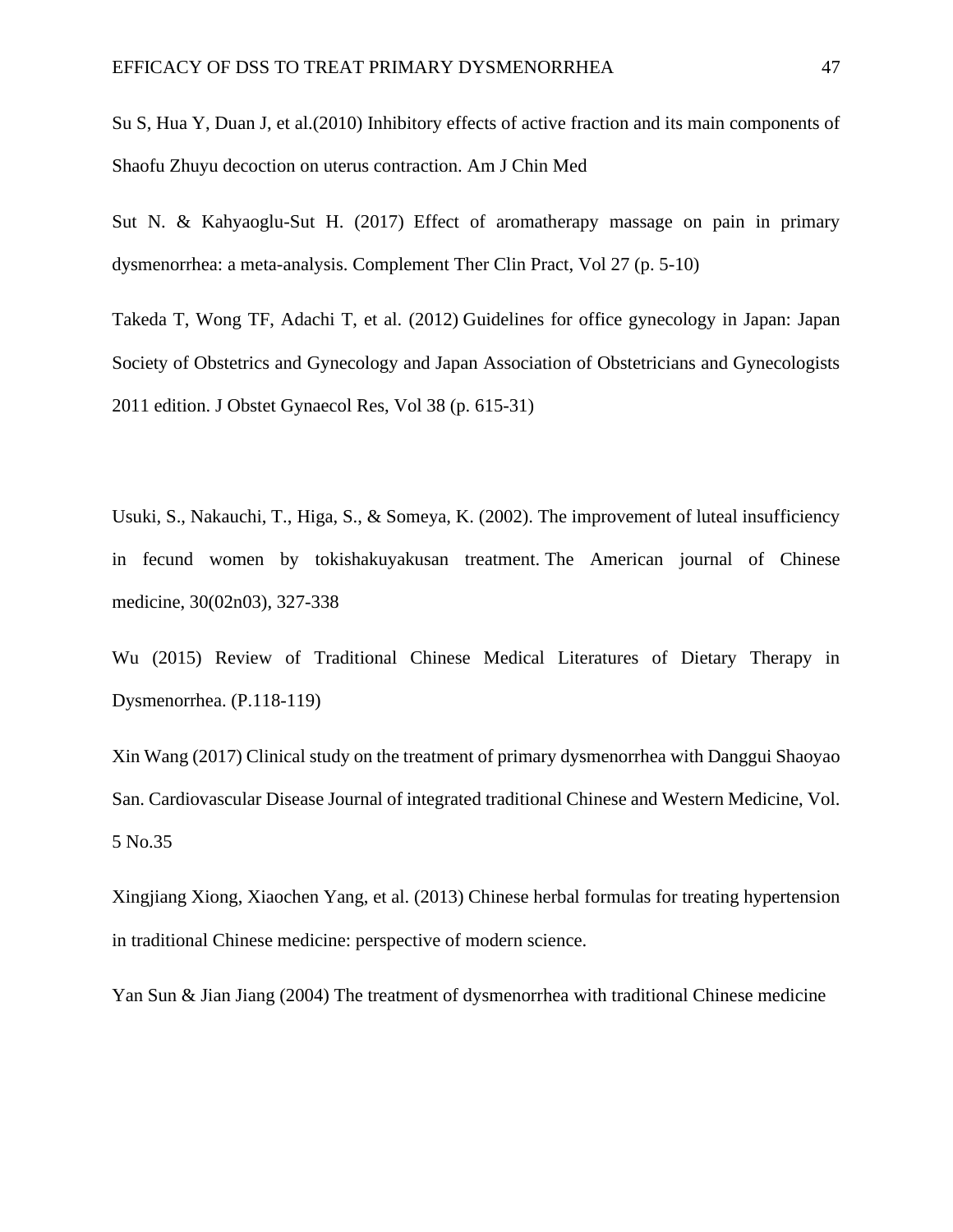Su S, Hua Y, Duan J, et al.(2010) Inhibitory effects of active fraction and its main components of Shaofu Zhuyu decoction on uterus contraction. Am J Chin Med

Sut N. & Kahyaoglu-Sut H. (2017) Effect of aromatherapy massage on pain in primary dysmenorrhea: a meta-analysis. Complement Ther Clin Pract, Vol 27 (p. 5-10)

Takeda T, Wong TF, Adachi T, et al. (2012) Guidelines for office gynecology in Japan: Japan Society of Obstetrics and Gynecology and Japan Association of Obstetricians and Gynecologists 2011 edition. J Obstet Gynaecol Res, Vol 38 (p. 615-31)

Usuki, S., Nakauchi, T., Higa, S., & Someya, K. (2002). The improvement of luteal insufficiency in fecund women by tokishakuyakusan treatment. The American journal of Chinese medicine, 30(02n03), 327-338

Wu (2015) Review of Traditional Chinese Medical Literatures of Dietary Therapy in Dysmenorrhea. (P.118-119)

Xin Wang (2017) Clinical study on the treatment of primary dysmenorrhea with Danggui Shaoyao San. Cardiovascular Disease Journal of integrated traditional Chinese and Western Medicine, Vol. 5 No.35

Xingjiang Xiong, Xiaochen Yang, et al. (2013) Chinese herbal formulas for treating hypertension in traditional Chinese medicine: perspective of modern science.

Yan Sun & Jian Jiang (2004) The treatment of dysmenorrhea with traditional Chinese medicine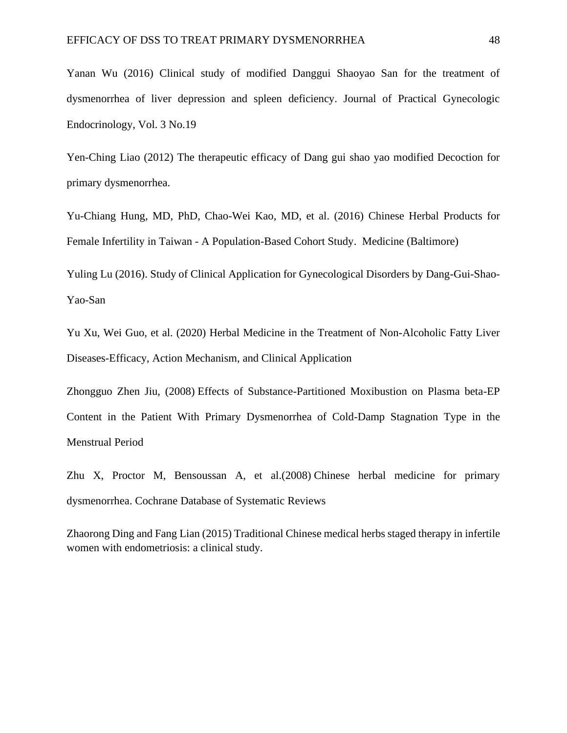Yanan Wu (2016) Clinical study of modified Danggui Shaoyao San for the treatment of dysmenorrhea of liver depression and spleen deficiency. Journal of Practical Gynecologic Endocrinology, Vol. 3 No.19

Yen-Ching Liao (2012) The therapeutic efficacy of Dang gui shao yao modified Decoction for primary dysmenorrhea.

Yu-Chiang Hung, MD, PhD, Chao-Wei Kao, MD, et al. (2016) Chinese Herbal Products for Female Infertility in Taiwan - A Population-Based Cohort Study. Medicine (Baltimore)

Yuling Lu (2016). Study of Clinical Application for Gynecological Disorders by Dang-Gui-Shao-Yao-San

Yu Xu, Wei Guo, et al. (2020) Herbal Medicine in the Treatment of Non-Alcoholic Fatty Liver Diseases-Efficacy, Action Mechanism, and Clinical Application

Zhongguo Zhen Jiu, (2008) Effects of Substance-Partitioned Moxibustion on Plasma beta-EP Content in the Patient With Primary Dysmenorrhea of Cold-Damp Stagnation Type in the Menstrual Period

Zhu X, Proctor M, Bensoussan A, et al.(2008) Chinese herbal medicine for primary dysmenorrhea. Cochrane Database of Systematic Reviews

Zhaorong Ding and Fang Lian (2015) Traditional Chinese medical herbs staged therapy in infertile women with endometriosis: a clinical study.